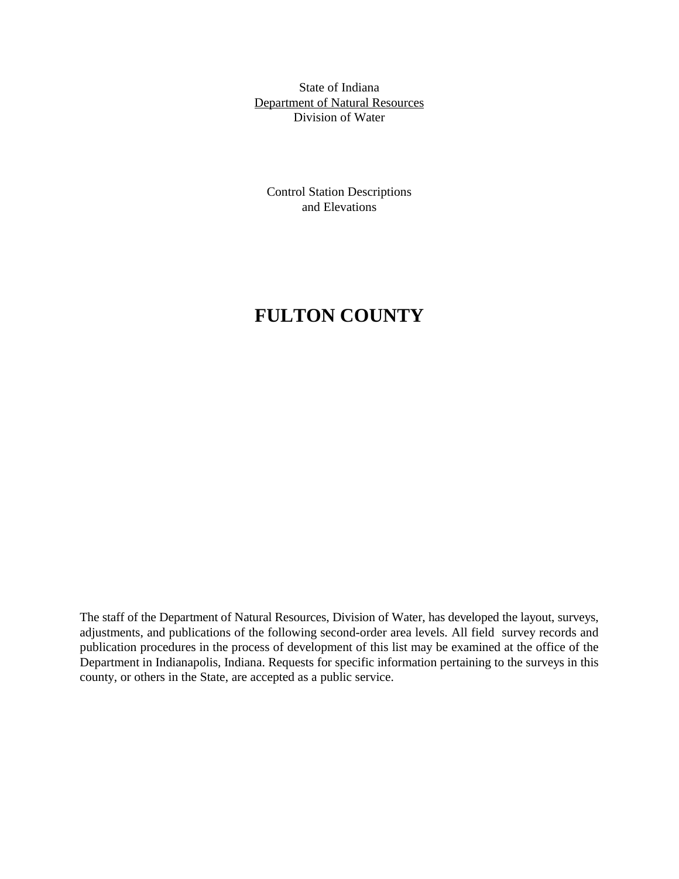State of Indiana
Department of Natural Resources
Division of Water

Control Station Descriptions
and Elevations

# FULTON COUNTY

The staff of the Department of Natural Resources, Division of Water, has developed the layout, surveys, adjustments, and publications of the following second-order area levels. All field survey records and publication procedures in the process of development of this list may be examined at the office of the Department in Indianapolis, Indiana. Requests for specific information pertaining to the surveys in this county, or others in the State, are accepted as a public service.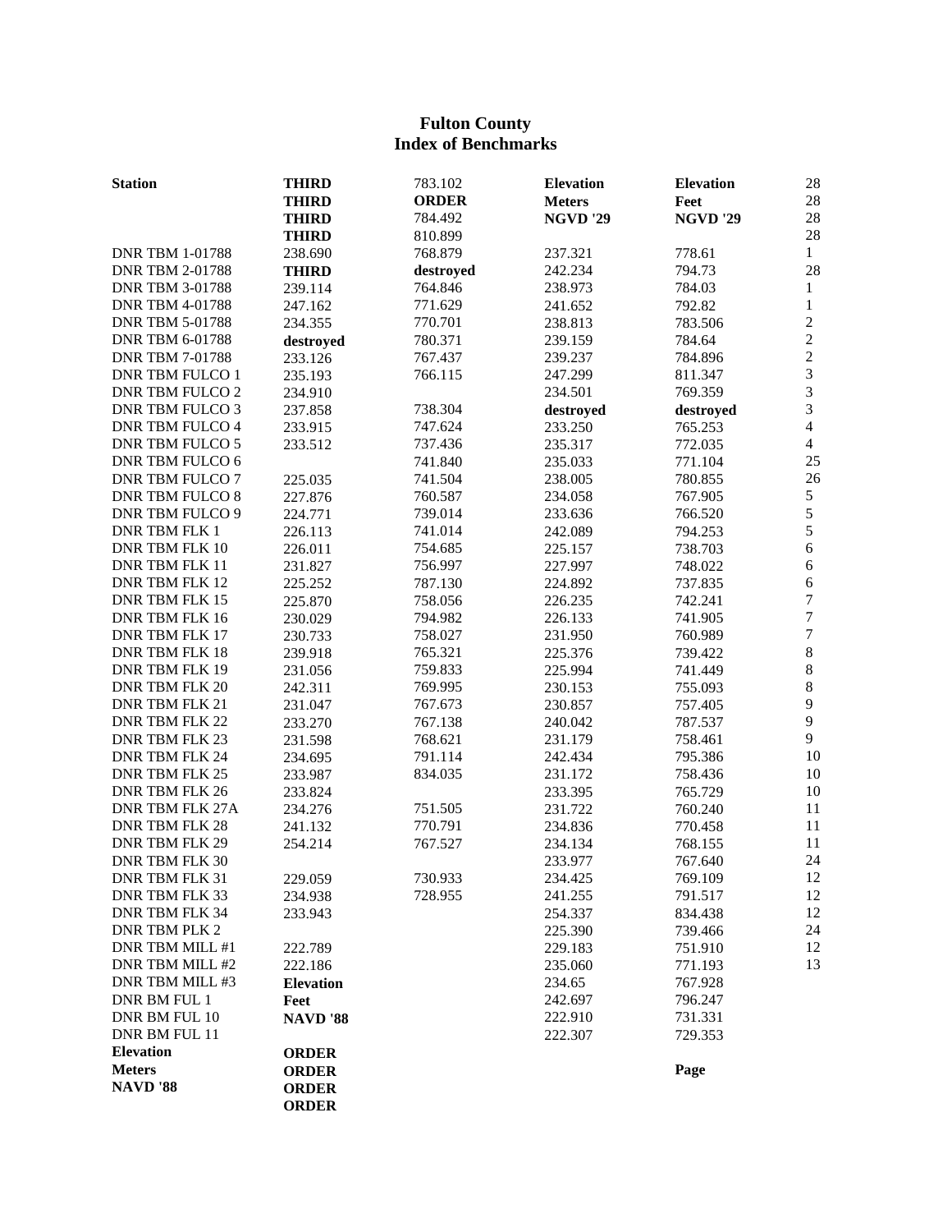# Fulton County
## Index of Benchmarks

| Station | THIRD | 783.102 | Elevation | Elevation | 28 |
|---|---|---|---|---|---|
| | THIRD | ORDER | Meters | Feet | 28 |
| | THIRD | 784.492 | NGVD '29 | NGVD '29 | 28 |
| | THIRD | 810.899 | | | 28 |
| DNR TBM 1-01788 | 238.690 | 768.879 | 237.321 | 778.61 | 1 |
| DNR TBM 2-01788 | THIRD | destroyed | 242.234 | 794.73 | 28 |
| DNR TBM 3-01788 | 239.114 | 764.846 | 238.973 | 784.03 | 1 |
| DNR TBM 4-01788 | 247.162 | 771.629 | 241.652 | 792.82 | 1 |
| DNR TBM 5-01788 | 234.355 | 770.701 | 238.813 | 783.506 | 2 |
| DNR TBM 6-01788 | destroyed | 780.371 | 239.159 | 784.64 | 2 |
| DNR TBM 7-01788 | 233.126 | 767.437 | 239.237 | 784.896 | 2 |
| DNR TBM FULCO 1 | 235.193 | 766.115 | 247.299 | 811.347 | 3 |
| DNR TBM FULCO 2 | 234.910 | | 234.501 | 769.359 | 3 |
| DNR TBM FULCO 3 | 237.858 | 738.304 | destroyed | destroyed | 3 |
| DNR TBM FULCO 4 | 233.915 | 747.624 | 233.250 | 765.253 | 4 |
| DNR TBM FULCO 5 | 233.512 | 737.436 | 235.317 | 772.035 | 4 |
| DNR TBM FULCO 6 | | 741.840 | 235.033 | 771.104 | 25 |
| DNR TBM FULCO 7 | 225.035 | 741.504 | 238.005 | 780.855 | 26 |
| DNR TBM FULCO 8 | 227.876 | 760.587 | 234.058 | 767.905 | 5 |
| DNR TBM FULCO 9 | 224.771 | 739.014 | 233.636 | 766.520 | 5 |
| DNR TBM FLK 1 | 226.113 | 741.014 | 242.089 | 794.253 | 5 |
| DNR TBM FLK 10 | 226.011 | 754.685 | 225.157 | 738.703 | 6 |
| DNR TBM FLK 11 | 231.827 | 756.997 | 227.997 | 748.022 | 6 |
| DNR TBM FLK 12 | 225.252 | 787.130 | 224.892 | 737.835 | 6 |
| DNR TBM FLK 15 | 225.870 | 758.056 | 226.235 | 742.241 | 7 |
| DNR TBM FLK 16 | 230.029 | 794.982 | 226.133 | 741.905 | 7 |
| DNR TBM FLK 17 | 230.733 | 758.027 | 231.950 | 760.989 | 7 |
| DNR TBM FLK 18 | 239.918 | 765.321 | 225.376 | 739.422 | 8 |
| DNR TBM FLK 19 | 231.056 | 759.833 | 225.994 | 741.449 | 8 |
| DNR TBM FLK 20 | 242.311 | 769.995 | 230.153 | 755.093 | 8 |
| DNR TBM FLK 21 | 231.047 | 767.673 | 230.857 | 757.405 | 9 |
| DNR TBM FLK 22 | 233.270 | 767.138 | 240.042 | 787.537 | 9 |
| DNR TBM FLK 23 | 231.598 | 768.621 | 231.179 | 758.461 | 9 |
| DNR TBM FLK 24 | 234.695 | 791.114 | 242.434 | 795.386 | 10 |
| DNR TBM FLK 25 | 233.987 | 834.035 | 231.172 | 758.436 | 10 |
| DNR TBM FLK 26 | 233.824 | | 233.395 | 765.729 | 10 |
| DNR TBM FLK 27A | 234.276 | 751.505 | 231.722 | 760.240 | 11 |
| DNR TBM FLK 28 | 241.132 | 770.791 | 234.836 | 770.458 | 11 |
| DNR TBM FLK 29 | 254.214 | 767.527 | 234.134 | 768.155 | 11 |
| DNR TBM FLK 30 | | | 233.977 | 767.640 | 24 |
| DNR TBM FLK 31 | 229.059 | 730.933 | 234.425 | 769.109 | 12 |
| DNR TBM FLK 33 | 234.938 | 728.955 | 241.255 | 791.517 | 12 |
| DNR TBM FLK 34 | 233.943 | | 254.337 | 834.438 | 12 |
| DNR TBM PLK 2 | | | 225.390 | 739.466 | 24 |
| DNR TBM MILL #1 | 222.789 | | 229.183 | 751.910 | 12 |
| DNR TBM MILL #2 | 222.186 | | 235.060 | 771.193 | 13 |
| DNR TBM MILL #3 | Elevation | | 234.65 | 767.928 | |
| DNR BM FUL 1 | Feet | | 242.697 | 796.247 | |
| DNR BM FUL 10 | NAVD '88 | | 222.910 | 731.331 | |
| DNR BM FUL 11 | | | 222.307 | 729.353 | |
| Elevation | ORDER | | | | |
| Meters | ORDER | | | Page | |
| NAVD '88 | ORDER | | | | |
| | ORDER | | | | |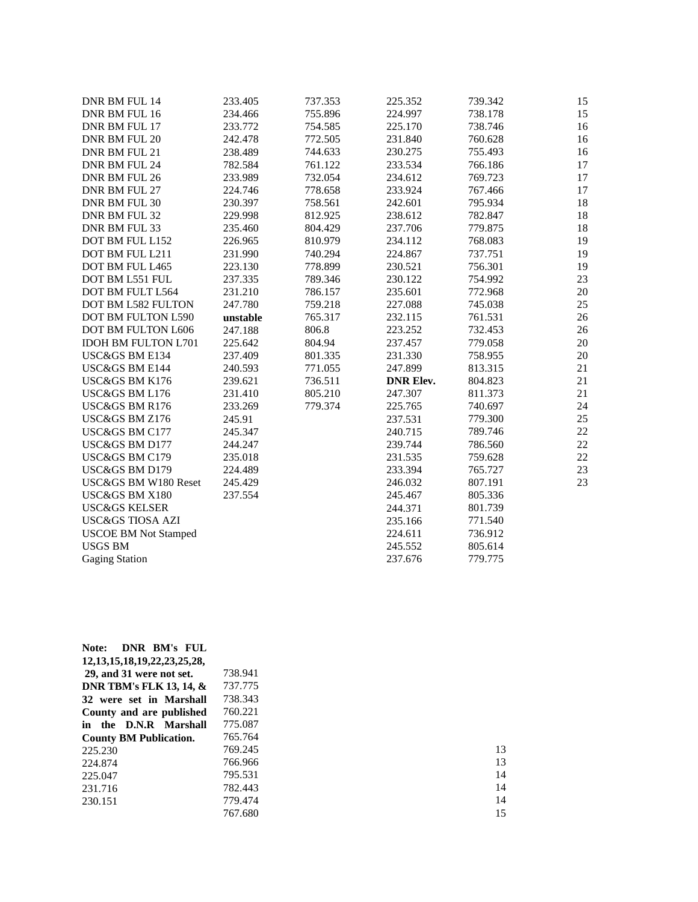| | | | | | |
|---|---|---|---|---|---|
| DNR BM FUL 14 | 233.405 | 737.353 | 225.352 | 739.342 | 15 |
| DNR BM FUL 16 | 234.466 | 755.896 | 224.997 | 738.178 | 15 |
| DNR BM FUL 17 | 233.772 | 754.585 | 225.170 | 738.746 | 16 |
| DNR BM FUL 20 | 242.478 | 772.505 | 231.840 | 760.628 | 16 |
| DNR BM FUL 21 | 238.489 | 744.633 | 230.275 | 755.493 | 16 |
| DNR BM FUL 24 | 782.584 | 761.122 | 233.534 | 766.186 | 17 |
| DNR BM FUL 26 | 233.989 | 732.054 | 234.612 | 769.723 | 17 |
| DNR BM FUL 27 | 224.746 | 778.658 | 233.924 | 767.466 | 17 |
| DNR BM FUL 30 | 230.397 | 758.561 | 242.601 | 795.934 | 18 |
| DNR BM FUL 32 | 229.998 | 812.925 | 238.612 | 782.847 | 18 |
| DNR BM FUL 33 | 235.460 | 804.429 | 237.706 | 779.875 | 18 |
| DOT BM FUL L152 | 226.965 | 810.979 | 234.112 | 768.083 | 19 |
| DOT BM FUL L211 | 231.990 | 740.294 | 224.867 | 737.751 | 19 |
| DOT BM FUL L465 | 223.130 | 778.899 | 230.521 | 756.301 | 19 |
| DOT BM L551 FUL | 237.335 | 789.346 | 230.122 | 754.992 | 23 |
| DOT BM FULT L564 | 231.210 | 786.157 | 235.601 | 772.968 | 20 |
| DOT BM L582 FULTON | 247.780 | 759.218 | 227.088 | 745.038 | 25 |
| DOT BM FULTON L590 | **unstable** | 765.317 | 232.115 | 761.531 | 26 |
| DOT BM FULTON L606 | 247.188 | 806.8 | 223.252 | 732.453 | 26 |
| IDOH BM FULTON L701 | 225.642 | 804.94 | 237.457 | 779.058 | 20 |
| USC&GS BM E134 | 237.409 | 801.335 | 231.330 | 758.955 | 20 |
| USC&GS BM E144 | 240.593 | 771.055 | 247.899 | 813.315 | 21 |
| USC&GS BM K176 | 239.621 | 736.511 | **DNR Elev.** | 804.823 | 21 |
| USC&GS BM L176 | 231.410 | 805.210 | 247.307 | 811.373 | 21 |
| USC&GS BM R176 | 233.269 | 779.374 | 225.765 | 740.697 | 24 |
| USC&GS BM Z176 | 245.91 | | 237.531 | 779.300 | 25 |
| USC&GS BM C177 | 245.347 | | 240.715 | 789.746 | 22 |
| USC&GS BM D177 | 244.247 | | 239.744 | 786.560 | 22 |
| USC&GS BM C179 | 235.018 | | 231.535 | 759.628 | 22 |
| USC&GS BM D179 | 224.489 | | 233.394 | 765.727 | 23 |
| USC&GS BM W180 Reset | 245.429 | | 246.032 | 807.191 | 23 |
| USC&GS BM X180 | 237.554 | | 245.467 | 805.336 | |
| USC&GS KELSER | | | 244.371 | 801.739 | |
| USC&GS TIOSA AZI | | | 235.166 | 771.540 | |
| USCOE BM Not Stamped | | | 224.611 | 736.912 | |
| USGS BM | | | 245.552 | 805.614 | |
| Gaging Station | | | 237.676 | 779.775 | |

| | | |
|---|---|---|
| **Note: DNR BM's FUL 12,13,15,18,19,22,23,25,28, 29, and 31 were not set.** | 738.941 | |
| **DNR TBM's FLK 13, 14, & 32 were set in Marshall County and are published in the D.N.R Marshall County BM Publication.** | 737.775 | |
| | 738.343 | |
| | 760.221 | |
| | 775.087 | |
| | 765.764 | |
| 225.230 | 769.245 | 13 |
| 224.874 | 766.966 | 13 |
| 225.047 | 795.531 | 14 |
| 231.716 | 782.443 | 14 |
| 230.151 | 779.474 | 14 |
| | 767.680 | 15 |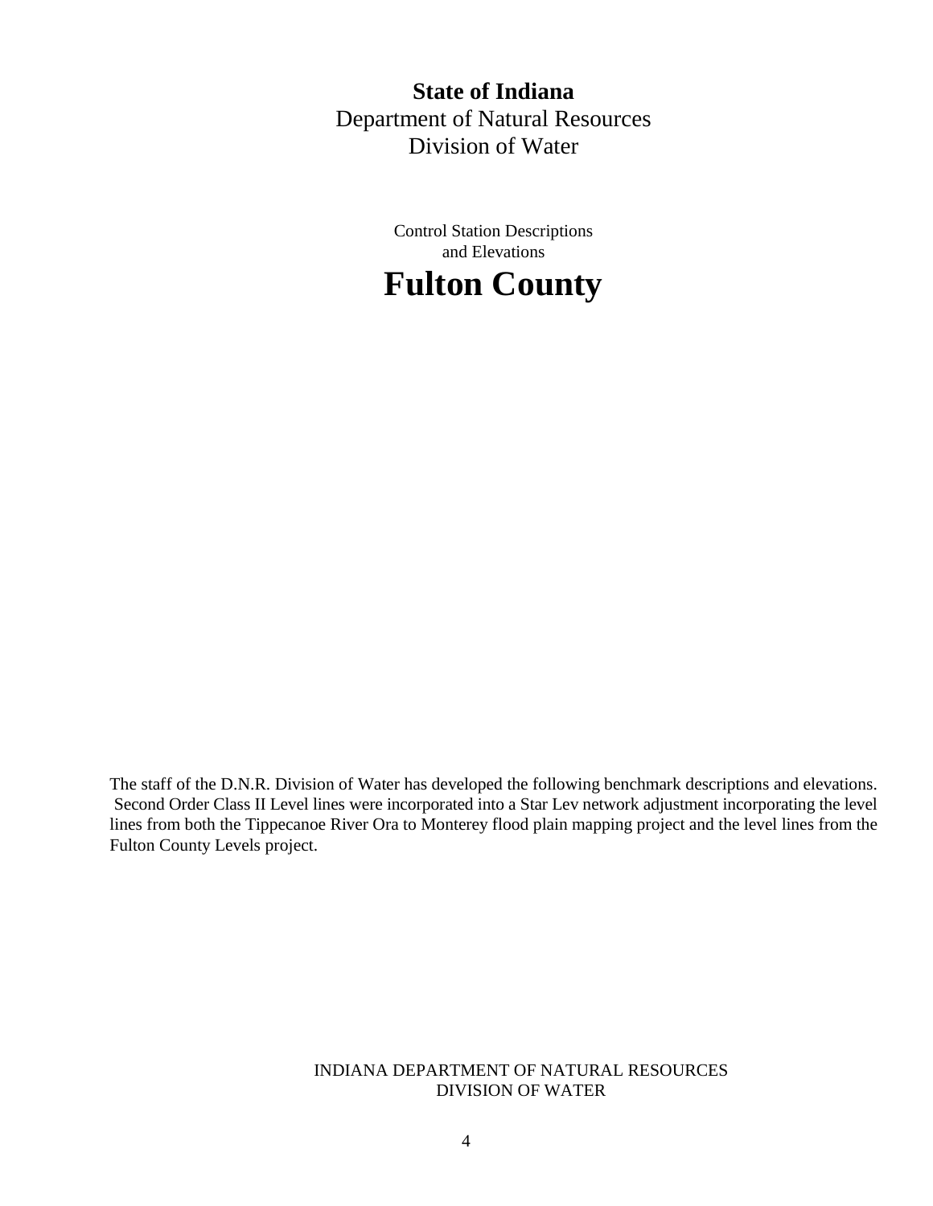**State of Indiana**
Department of Natural Resources
Division of Water

Control Station Descriptions
and Elevations

# Fulton County

The staff of the D.N.R. Division of Water has developed the following benchmark descriptions and elevations. Second Order Class II Level lines were incorporated into a Star Lev network adjustment incorporating the level lines from both the Tippecanoe River Ora to Monterey flood plain mapping project and the level lines from the Fulton County Levels project.

INDIANA DEPARTMENT OF NATURAL RESOURCES
DIVISION OF WATER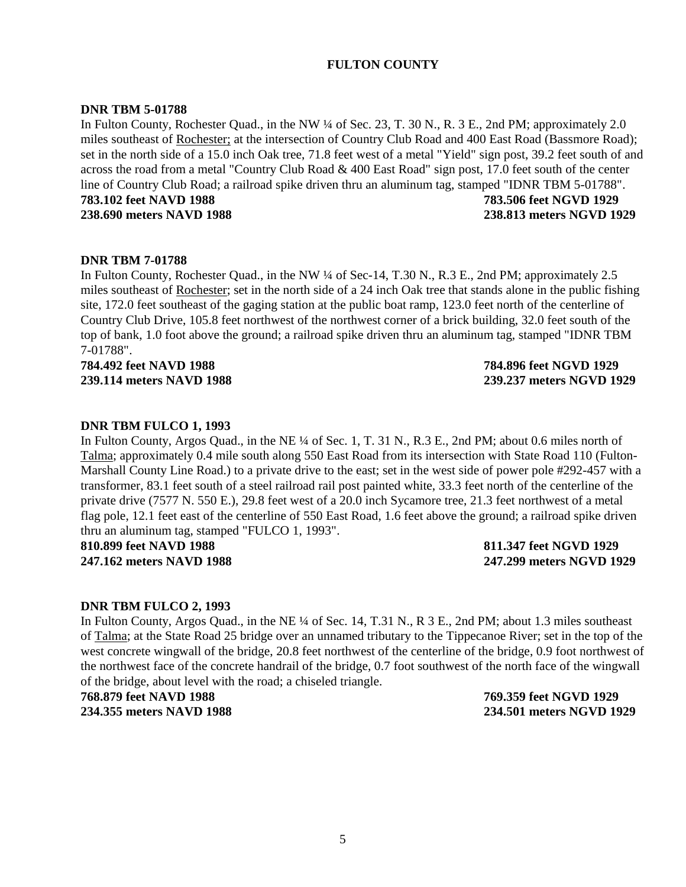# FULTON COUNTY

**DNR TBM 5-01788**

In Fulton County, Rochester Quad., in the NW ¼ of Sec. 23, T. 30 N., R. 3 E., 2nd PM; approximately 2.0 miles southeast of Rochester; at the intersection of Country Club Road and 400 East Road (Bassmore Road); set in the north side of a 15.0 inch Oak tree, 71.8 feet west of a metal "Yield" sign post, 39.2 feet south of and across the road from a metal "Country Club Road & 400 East Road" sign post, 17.0 feet south of the center line of Country Club Road; a railroad spike driven thru an aluminum tag, stamped "IDNR TBM 5-01788".

**783.102 feet NAVD 1988** **783.506 feet NGVD 1929**
**238.690 meters NAVD 1988** **238.813 meters NGVD 1929**

**DNR TBM 7-01788**

In Fulton County, Rochester Quad., in the NW ¼ of Sec-14, T.30 N., R.3 E., 2nd PM; approximately 2.5 miles southeast of Rochester; set in the north side of a 24 inch Oak tree that stands alone in the public fishing site, 172.0 feet southeast of the gaging station at the public boat ramp, 123.0 feet north of the centerline of Country Club Drive, 105.8 feet northwest of the northwest corner of a brick building, 32.0 feet south of the top of bank, 1.0 foot above the ground; a railroad spike driven thru an aluminum tag, stamped "IDNR TBM 7-01788".

**784.492 feet NAVD 1988** **784.896 feet NGVD 1929**
**239.114 meters NAVD 1988** **239.237 meters NGVD 1929**

**DNR TBM FULCO 1, 1993**

In Fulton County, Argos Quad., in the NE ¼ of Sec. 1, T. 31 N., R.3 E., 2nd PM; about 0.6 miles north of Talma; approximately 0.4 mile south along 550 East Road from its intersection with State Road 110 (Fulton-Marshall County Line Road.) to a private drive to the east; set in the west side of power pole #292-457 with a transformer, 83.1 feet south of a steel railroad rail post painted white, 33.3 feet north of the centerline of the private drive (7577 N. 550 E.), 29.8 feet west of a 20.0 inch Sycamore tree, 21.3 feet northwest of a metal flag pole, 12.1 feet east of the centerline of 550 East Road, 1.6 feet above the ground; a railroad spike driven thru an aluminum tag, stamped "FULCO 1, 1993".

**810.899 feet NAVD 1988** **811.347 feet NGVD 1929**
**247.162 meters NAVD 1988** **247.299 meters NGVD 1929**

**DNR TBM FULCO 2, 1993**

In Fulton County, Argos Quad., in the NE ¼ of Sec. 14, T.31 N., R 3 E., 2nd PM; about 1.3 miles southeast of Talma; at the State Road 25 bridge over an unnamed tributary to the Tippecanoe River; set in the top of the west concrete wingwall of the bridge, 20.8 feet northwest of the centerline of the bridge, 0.9 foot northwest of the northwest face of the concrete handrail of the bridge, 0.7 foot southwest of the north face of the wingwall of the bridge, about level with the road; a chiseled triangle.

**768.879 feet NAVD 1988** **769.359 feet NGVD 1929**
**234.355 meters NAVD 1988** **234.501 meters NGVD 1929**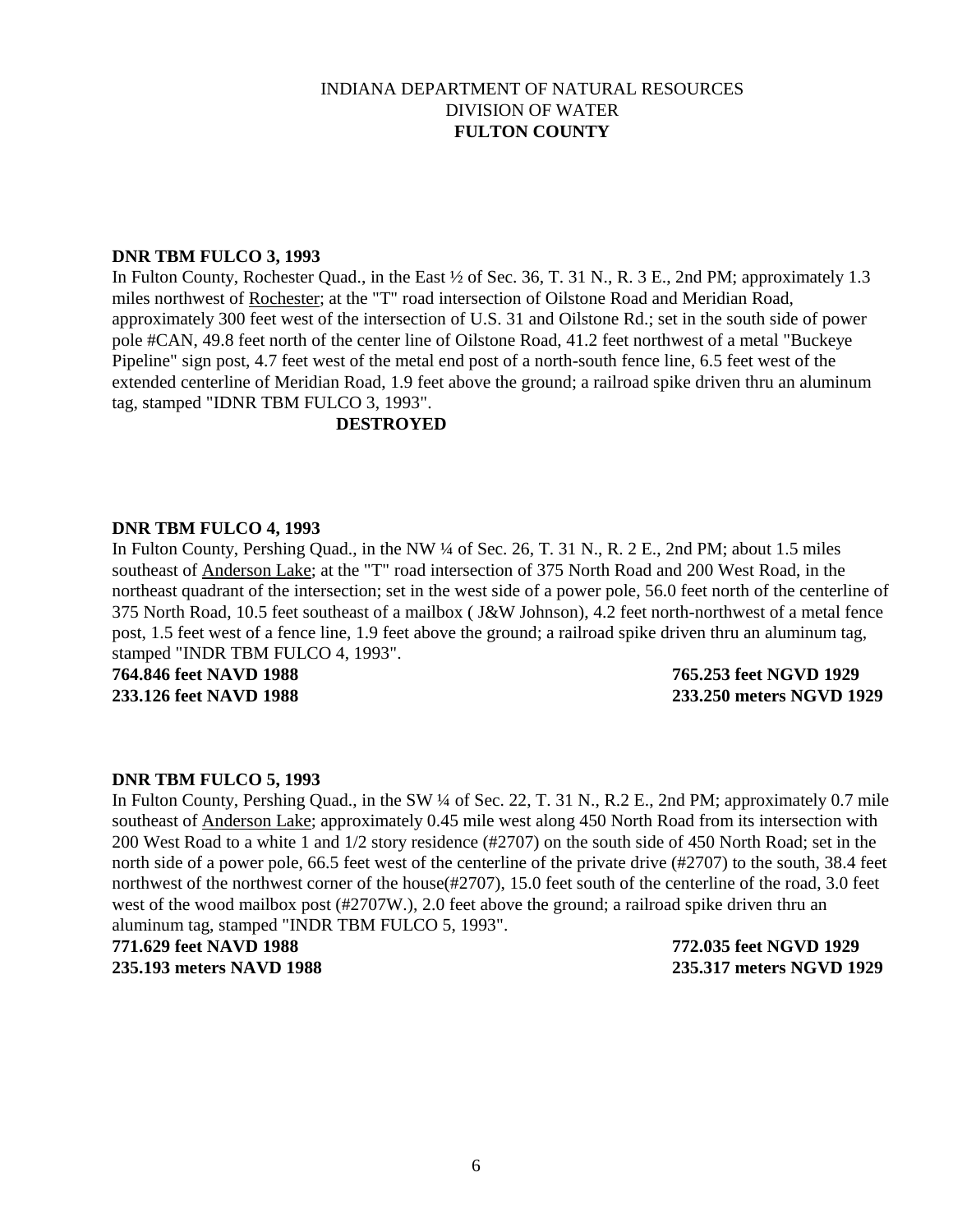INDIANA DEPARTMENT OF NATURAL RESOURCES
DIVISION OF WATER
**FULTON COUNTY**

**DNR TBM FULCO 3, 1993**
In Fulton County, Rochester Quad., in the East ½ of Sec. 36, T. 31 N., R. 3 E., 2nd PM; approximately 1.3 miles northwest of Rochester; at the "T" road intersection of Oilstone Road and Meridian Road, approximately 300 feet west of the intersection of U.S. 31 and Oilstone Rd.; set in the south side of power pole #CAN, 49.8 feet north of the center line of Oilstone Road, 41.2 feet northwest of a metal "Buckeye Pipeline" sign post, 4.7 feet west of the metal end post of a north-south fence line, 6.5 feet west of the extended centerline of Meridian Road, 1.9 feet above the ground; a railroad spike driven thru an aluminum tag, stamped "IDNR TBM FULCO 3, 1993".

**DESTROYED**

**DNR TBM FULCO 4, 1993**
In Fulton County, Pershing Quad., in the NW ¼ of Sec. 26, T. 31 N., R. 2 E., 2nd PM; about 1.5 miles southeast of Anderson Lake; at the "T" road intersection of 375 North Road and 200 West Road, in the northeast quadrant of the intersection; set in the west side of a power pole, 56.0 feet north of the centerline of 375 North Road, 10.5 feet southeast of a mailbox ( J&W Johnson), 4.2 feet north-northwest of a metal fence post, 1.5 feet west of a fence line, 1.9 feet above the ground; a railroad spike driven thru an aluminum tag, stamped "INDR TBM FULCO 4, 1993".

**764.846 feet NAVD 1988** **765.253 feet NGVD 1929**
**233.126 feet NAVD 1988** **233.250 meters NGVD 1929**

**DNR TBM FULCO 5, 1993**
In Fulton County, Pershing Quad., in the SW ¼ of Sec. 22, T. 31 N., R.2 E., 2nd PM; approximately 0.7 mile southeast of Anderson Lake; approximately 0.45 mile west along 450 North Road from its intersection with 200 West Road to a white 1 and 1/2 story residence (#2707) on the south side of 450 North Road; set in the north side of a power pole, 66.5 feet west of the centerline of the private drive (#2707) to the south, 38.4 feet northwest of the northwest corner of the house(#2707), 15.0 feet south of the centerline of the road, 3.0 feet west of the wood mailbox post (#2707W.), 2.0 feet above the ground; a railroad spike driven thru an aluminum tag, stamped "INDR TBM FULCO 5, 1993".

**771.629 feet NAVD 1988** **772.035 feet NGVD 1929**
**235.193 meters NAVD 1988** **235.317 meters NGVD 1929**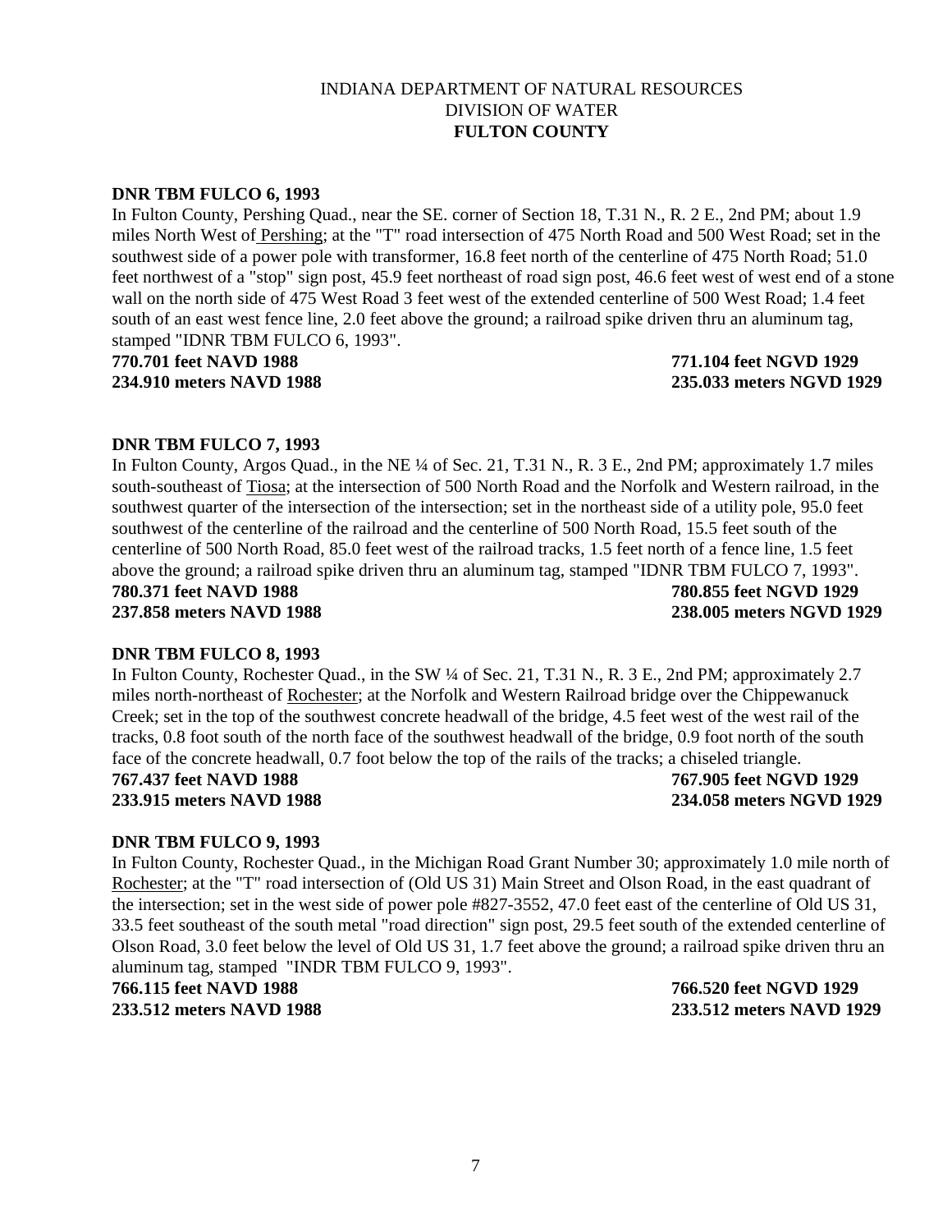INDIANA DEPARTMENT OF NATURAL RESOURCES
DIVISION OF WATER
**FULTON COUNTY**

**DNR TBM FULCO 6, 1993**

In Fulton County, Pershing Quad., near the SE. corner of Section 18, T.31 N., R. 2 E., 2nd PM; about 1.9 miles North West of Pershing; at the "T" road intersection of 475 North Road and 500 West Road; set in the southwest side of a power pole with transformer, 16.8 feet north of the centerline of 475 North Road; 51.0 feet northwest of a "stop" sign post, 45.9 feet northeast of road sign post, 46.6 feet west of west end of a stone wall on the north side of 475 West Road 3 feet west of the extended centerline of 500 West Road; 1.4 feet south of an east west fence line, 2.0 feet above the ground; a railroad spike driven thru an aluminum tag, stamped "IDNR TBM FULCO 6, 1993".

**770.701 feet NAVD 1988** **771.104 feet NGVD 1929**
**234.910 meters NAVD 1988** **235.033 meters NGVD 1929**

**DNR TBM FULCO 7, 1993**

In Fulton County, Argos Quad., in the NE ¼ of Sec. 21, T.31 N., R. 3 E., 2nd PM; approximately 1.7 miles south-southeast of Tiosa; at the intersection of 500 North Road and the Norfolk and Western railroad, in the southwest quarter of the intersection of the intersection; set in the northeast side of a utility pole, 95.0 feet southwest of the centerline of the railroad and the centerline of 500 North Road, 15.5 feet south of the centerline of 500 North Road, 85.0 feet west of the railroad tracks, 1.5 feet north of a fence line, 1.5 feet above the ground; a railroad spike driven thru an aluminum tag, stamped "IDNR TBM FULCO 7, 1993".

**780.371 feet NAVD 1988** **780.855 feet NGVD 1929**
**237.858 meters NAVD 1988** **238.005 meters NGVD 1929**

**DNR TBM FULCO 8, 1993**

In Fulton County, Rochester Quad., in the SW ¼ of Sec. 21, T.31 N., R. 3 E., 2nd PM; approximately 2.7 miles north-northeast of Rochester; at the Norfolk and Western Railroad bridge over the Chippewanuck Creek; set in the top of the southwest concrete headwall of the bridge, 4.5 feet west of the west rail of the tracks, 0.8 foot south of the north face of the southwest headwall of the bridge, 0.9 foot north of the south face of the concrete headwall, 0.7 foot below the top of the rails of the tracks; a chiseled triangle.

**767.437 feet NAVD 1988** **767.905 feet NGVD 1929**
**233.915 meters NAVD 1988** **234.058 meters NGVD 1929**

**DNR TBM FULCO 9, 1993**

In Fulton County, Rochester Quad., in the Michigan Road Grant Number 30; approximately 1.0 mile north of Rochester; at the "T" road intersection of (Old US 31) Main Street and Olson Road, in the east quadrant of the intersection; set in the west side of power pole #827-3552, 47.0 feet east of the centerline of Old US 31, 33.5 feet southeast of the south metal "road direction" sign post, 29.5 feet south of the extended centerline of Olson Road, 3.0 feet below the level of Old US 31, 1.7 feet above the ground; a railroad spike driven thru an aluminum tag, stamped "INDR TBM FULCO 9, 1993".

**766.115 feet NAVD 1988** **766.520 feet NGVD 1929**
**233.512 meters NAVD 1988** **233.512 meters NAVD 1929**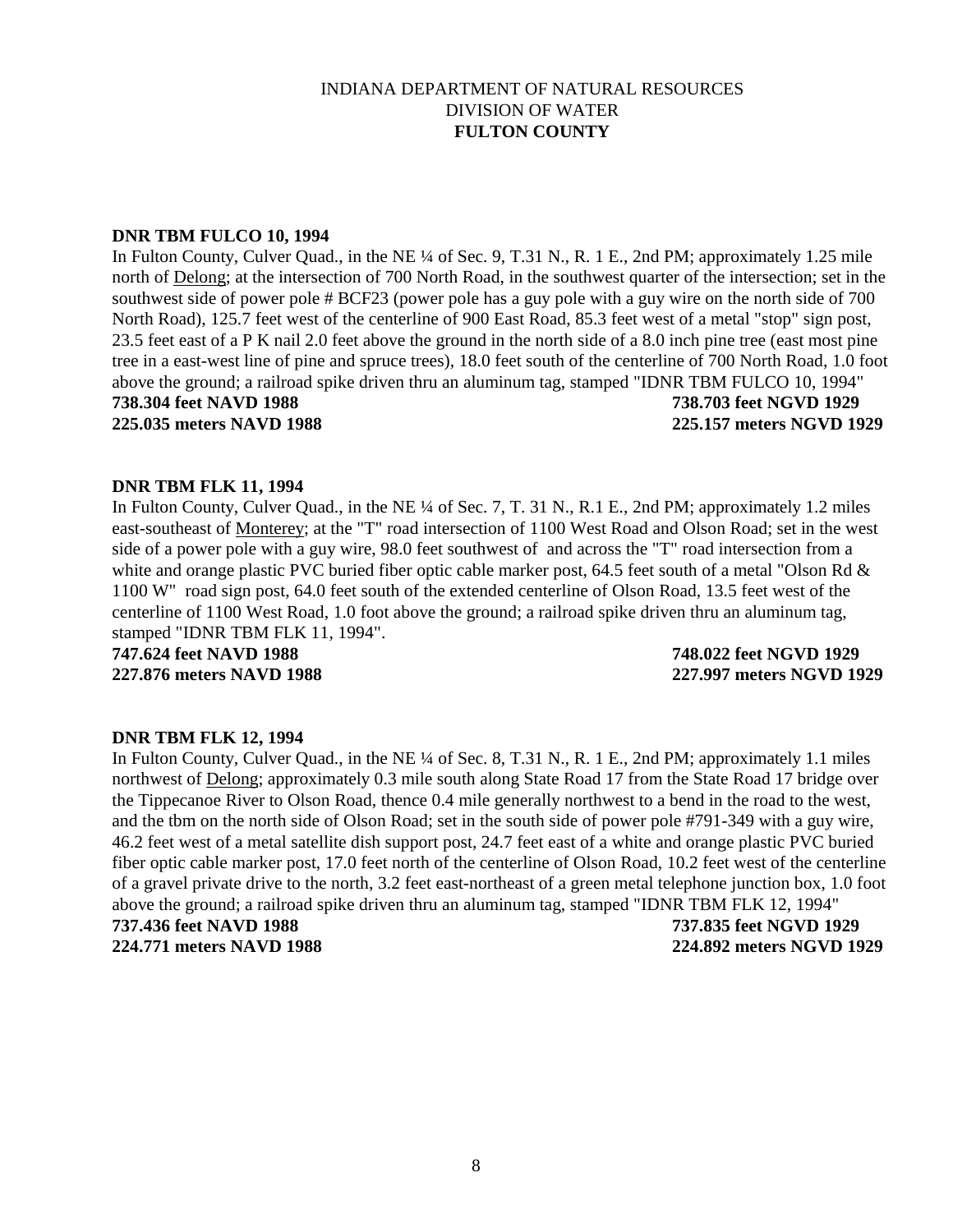INDIANA DEPARTMENT OF NATURAL RESOURCES
DIVISION OF WATER
**FULTON COUNTY**

**DNR TBM FULCO 10, 1994**

In Fulton County, Culver Quad., in the NE ¼ of Sec. 9, T.31 N., R. 1 E., 2nd PM; approximately 1.25 mile north of Delong; at the intersection of 700 North Road, in the southwest quarter of the intersection; set in the southwest side of power pole # BCF23 (power pole has a guy pole with a guy wire on the north side of 700 North Road), 125.7 feet west of the centerline of 900 East Road, 85.3 feet west of a metal "stop" sign post, 23.5 feet east of a P K nail 2.0 feet above the ground in the north side of a 8.0 inch pine tree (east most pine tree in a east-west line of pine and spruce trees), 18.0 feet south of the centerline of 700 North Road, 1.0 foot above the ground; a railroad spike driven thru an aluminum tag, stamped "IDNR TBM FULCO 10, 1994"

**738.304 feet NAVD 1988** — **738.703 feet NGVD 1929**
**225.035 meters NAVD 1988** — **225.157 meters NGVD 1929**

**DNR TBM FLK 11, 1994**

In Fulton County, Culver Quad., in the NE ¼ of Sec. 7, T. 31 N., R.1 E., 2nd PM; approximately 1.2 miles east-southeast of Monterey; at the "T" road intersection of 1100 West Road and Olson Road; set in the west side of a power pole with a guy wire, 98.0 feet southwest of and across the "T" road intersection from a white and orange plastic PVC buried fiber optic cable marker post, 64.5 feet south of a metal "Olson Rd & 1100 W" road sign post, 64.0 feet south of the extended centerline of Olson Road, 13.5 feet west of the centerline of 1100 West Road, 1.0 foot above the ground; a railroad spike driven thru an aluminum tag, stamped "IDNR TBM FLK 11, 1994".

**747.624 feet NAVD 1988** — **748.022 feet NGVD 1929**
**227.876 meters NAVD 1988** — **227.997 meters NGVD 1929**

**DNR TBM FLK 12, 1994**

In Fulton County, Culver Quad., in the NE ¼ of Sec. 8, T.31 N., R. 1 E., 2nd PM; approximately 1.1 miles northwest of Delong; approximately 0.3 mile south along State Road 17 from the State Road 17 bridge over the Tippecanoe River to Olson Road, thence 0.4 mile generally northwest to a bend in the road to the west, and the tbm on the north side of Olson Road; set in the south side of power pole #791-349 with a guy wire, 46.2 feet west of a metal satellite dish support post, 24.7 feet east of a white and orange plastic PVC buried fiber optic cable marker post, 17.0 feet north of the centerline of Olson Road, 10.2 feet west of the centerline of a gravel private drive to the north, 3.2 feet east-northeast of a green metal telephone junction box, 1.0 foot above the ground; a railroad spike driven thru an aluminum tag, stamped "IDNR TBM FLK 12, 1994"

**737.436 feet NAVD 1988** — **737.835 feet NGVD 1929**
**224.771 meters NAVD 1988** — **224.892 meters NGVD 1929**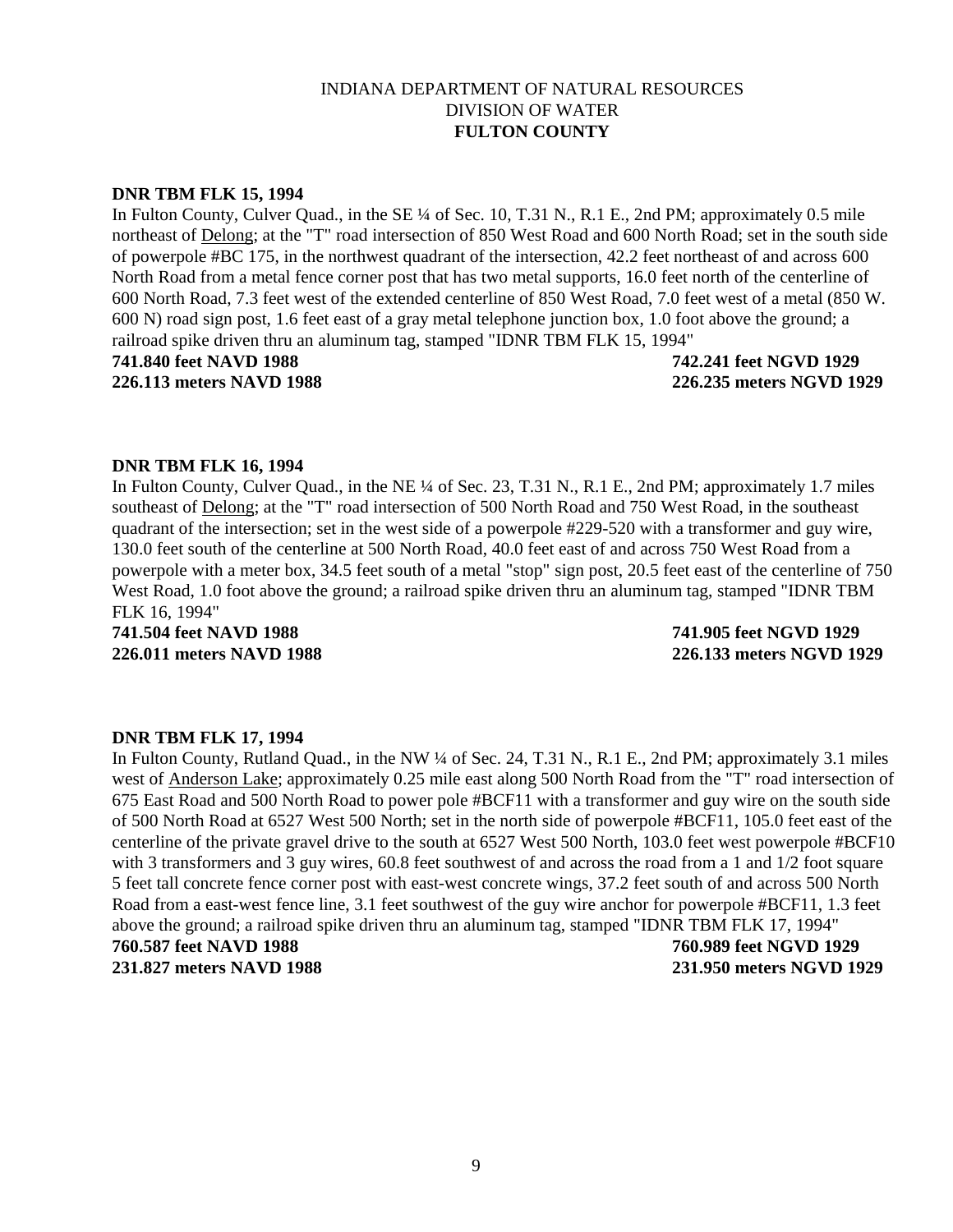INDIANA DEPARTMENT OF NATURAL RESOURCES
DIVISION OF WATER
**FULTON COUNTY**

**DNR TBM FLK 15, 1994**

In Fulton County, Culver Quad., in the SE ¼ of Sec. 10, T.31 N., R.1 E., 2nd PM; approximately 0.5 mile northeast of Delong; at the "T" road intersection of 850 West Road and 600 North Road; set in the south side of powerpole #BC 175, in the northwest quadrant of the intersection, 42.2 feet northeast of and across 600 North Road from a metal fence corner post that has two metal supports, 16.0 feet north of the centerline of 600 North Road, 7.3 feet west of the extended centerline of 850 West Road, 7.0 feet west of a metal (850 W. 600 N) road sign post, 1.6 feet east of a gray metal telephone junction box, 1.0 foot above the ground; a railroad spike driven thru an aluminum tag, stamped "IDNR TBM FLK 15, 1994"

**741.840 feet NAVD 1988** **742.241 feet NGVD 1929**
**226.113 meters NAVD 1988** **226.235 meters NGVD 1929**

**DNR TBM FLK 16, 1994**

In Fulton County, Culver Quad., in the NE ¼ of Sec. 23, T.31 N., R.1 E., 2nd PM; approximately 1.7 miles southeast of Delong; at the "T" road intersection of 500 North Road and 750 West Road, in the southeast quadrant of the intersection; set in the west side of a powerpole #229-520 with a transformer and guy wire, 130.0 feet south of the centerline at 500 North Road, 40.0 feet east of and across 750 West Road from a powerpole with a meter box, 34.5 feet south of a metal "stop" sign post, 20.5 feet east of the centerline of 750 West Road, 1.0 foot above the ground; a railroad spike driven thru an aluminum tag, stamped "IDNR TBM FLK 16, 1994"

**741.504 feet NAVD 1988** **741.905 feet NGVD 1929**
**226.011 meters NAVD 1988** **226.133 meters NGVD 1929**

**DNR TBM FLK 17, 1994**

In Fulton County, Rutland Quad., in the NW ¼ of Sec. 24, T.31 N., R.1 E., 2nd PM; approximately 3.1 miles west of Anderson Lake; approximately 0.25 mile east along 500 North Road from the "T" road intersection of 675 East Road and 500 North Road to power pole #BCF11 with a transformer and guy wire on the south side of 500 North Road at 6527 West 500 North; set in the north side of powerpole #BCF11, 105.0 feet east of the centerline of the private gravel drive to the south at 6527 West 500 North, 103.0 feet west powerpole #BCF10 with 3 transformers and 3 guy wires, 60.8 feet southwest of and across the road from a 1 and 1/2 foot square 5 feet tall concrete fence corner post with east-west concrete wings, 37.2 feet south of and across 500 North Road from a east-west fence line, 3.1 feet southwest of the guy wire anchor for powerpole #BCF11, 1.3 feet above the ground; a railroad spike driven thru an aluminum tag, stamped "IDNR TBM FLK 17, 1994"

**760.587 feet NAVD 1988** **760.989 feet NGVD 1929**
**231.827 meters NAVD 1988** **231.950 meters NGVD 1929**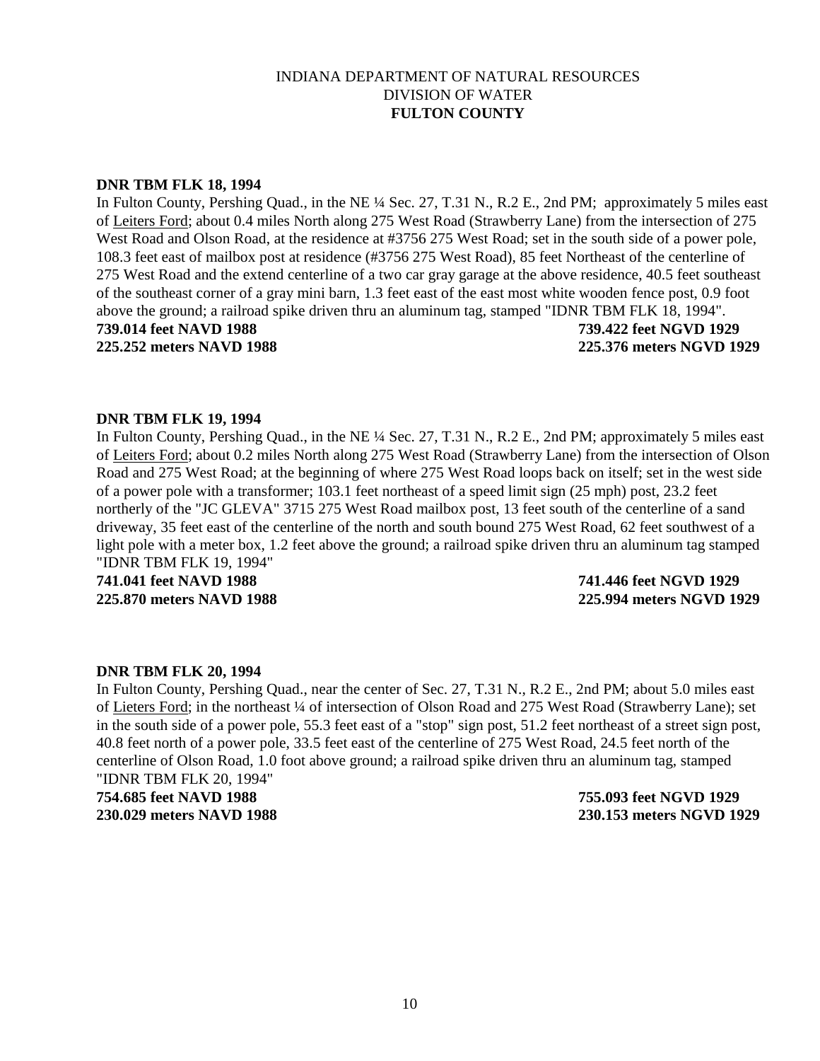# INDIANA DEPARTMENT OF NATURAL RESOURCES
## DIVISION OF WATER
## FULTON COUNTY

**DNR TBM FLK 18, 1994**

In Fulton County, Pershing Quad., in the NE ¼ Sec. 27, T.31 N., R.2 E., 2nd PM; approximately 5 miles east of Leiters Ford; about 0.4 miles North along 275 West Road (Strawberry Lane) from the intersection of 275 West Road and Olson Road, at the residence at #3756 275 West Road; set in the south side of a power pole, 108.3 feet east of mailbox post at residence (#3756 275 West Road), 85 feet Northeast of the centerline of 275 West Road and the extend centerline of a two car gray garage at the above residence, 40.5 feet southeast of the southeast corner of a gray mini barn, 1.3 feet east of the east most white wooden fence post, 0.9 foot above the ground; a railroad spike driven thru an aluminum tag, stamped "IDNR TBM FLK 18, 1994".

**739.014 feet NAVD 1988** | **739.422 feet NGVD 1929**
**225.252 meters NAVD 1988** | **225.376 meters NGVD 1929**

**DNR TBM FLK 19, 1994**

In Fulton County, Pershing Quad., in the NE ¼ Sec. 27, T.31 N., R.2 E., 2nd PM; approximately 5 miles east of Leiters Ford; about 0.2 miles North along 275 West Road (Strawberry Lane) from the intersection of Olson Road and 275 West Road; at the beginning of where 275 West Road loops back on itself; set in the west side of a power pole with a transformer; 103.1 feet northeast of a speed limit sign (25 mph) post, 23.2 feet northerly of the "JC GLEVA" 3715 275 West Road mailbox post, 13 feet south of the centerline of a sand driveway, 35 feet east of the centerline of the north and south bound 275 West Road, 62 feet southwest of a light pole with a meter box, 1.2 feet above the ground; a railroad spike driven thru an aluminum tag stamped "IDNR TBM FLK 19, 1994"

**741.041 feet NAVD 1988** | **741.446 feet NGVD 1929**
**225.870 meters NAVD 1988** | **225.994 meters NGVD 1929**

**DNR TBM FLK 20, 1994**

In Fulton County, Pershing Quad., near the center of Sec. 27, T.31 N., R.2 E., 2nd PM; about 5.0 miles east of Lieters Ford; in the northeast ¼ of intersection of Olson Road and 275 West Road (Strawberry Lane); set in the south side of a power pole, 55.3 feet east of a "stop" sign post, 51.2 feet northeast of a street sign post, 40.8 feet north of a power pole, 33.5 feet east of the centerline of 275 West Road, 24.5 feet north of the centerline of Olson Road, 1.0 foot above ground; a railroad spike driven thru an aluminum tag, stamped "IDNR TBM FLK 20, 1994"

**754.685 feet NAVD 1988** | **755.093 feet NGVD 1929**
**230.029 meters NAVD 1988** | **230.153 meters NGVD 1929**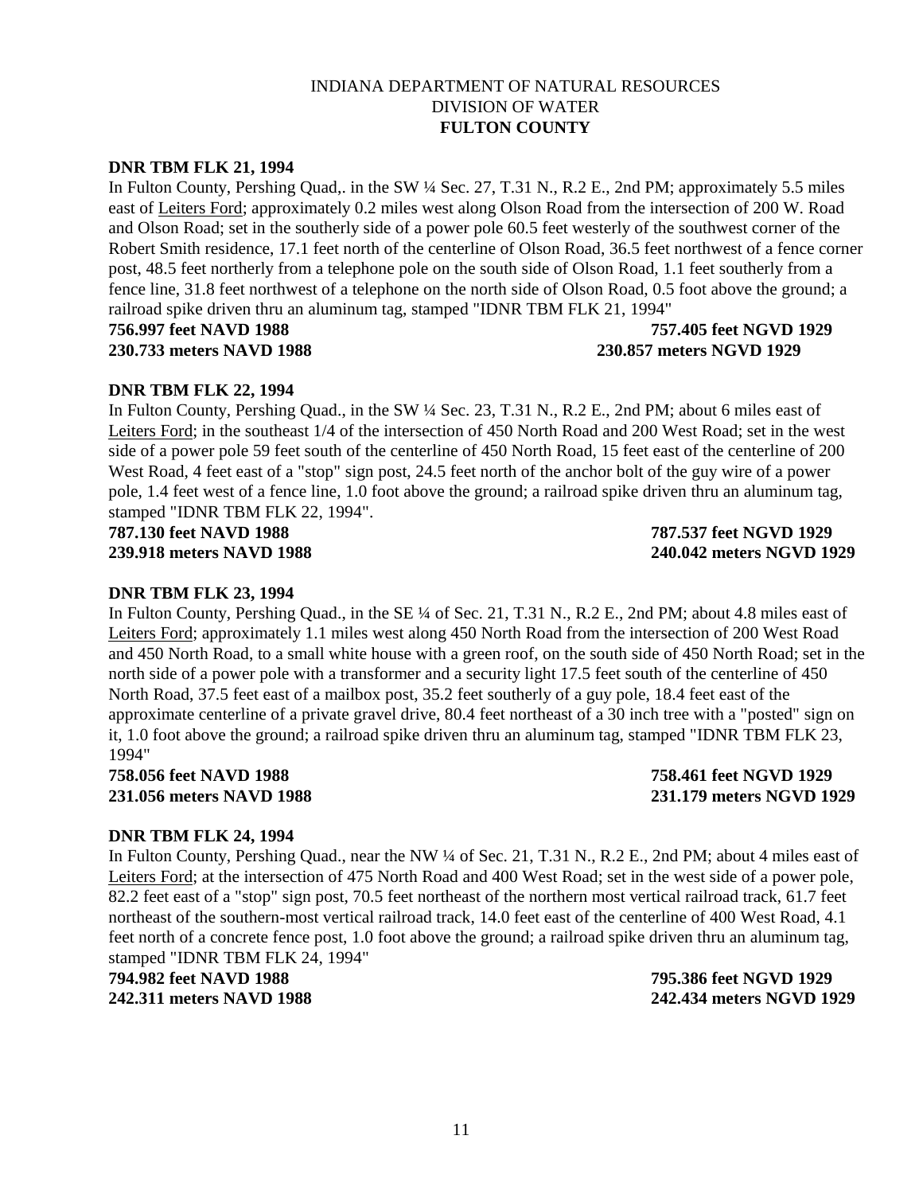INDIANA DEPARTMENT OF NATURAL RESOURCES
DIVISION OF WATER
**FULTON COUNTY**

**DNR TBM FLK 21, 1994**

In Fulton County, Pershing Quad,. in the SW ¼ Sec. 27, T.31 N., R.2 E., 2nd PM; approximately 5.5 miles east of Leiters Ford; approximately 0.2 miles west along Olson Road from the intersection of 200 W. Road and Olson Road; set in the southerly side of a power pole 60.5 feet westerly of the southwest corner of the Robert Smith residence, 17.1 feet north of the centerline of Olson Road, 36.5 feet northwest of a fence corner post, 48.5 feet northerly from a telephone pole on the south side of Olson Road, 1.1 feet southerly from a fence line, 31.8 feet northwest of a telephone on the north side of Olson Road, 0.5 foot above the ground; a railroad spike driven thru an aluminum tag, stamped "IDNR TBM FLK 21, 1994"

**756.997 feet NAVD 1988** — **757.405 feet NGVD 1929**
**230.733 meters NAVD 1988** — **230.857 meters NGVD 1929**

**DNR TBM FLK 22, 1994**

In Fulton County, Pershing Quad., in the SW ¼ Sec. 23, T.31 N., R.2 E., 2nd PM; about 6 miles east of Leiters Ford; in the southeast 1/4 of the intersection of 450 North Road and 200 West Road; set in the west side of a power pole 59 feet south of the centerline of 450 North Road, 15 feet east of the centerline of 200 West Road, 4 feet east of a "stop" sign post, 24.5 feet north of the anchor bolt of the guy wire of a power pole, 1.4 feet west of a fence line, 1.0 foot above the ground; a railroad spike driven thru an aluminum tag, stamped "IDNR TBM FLK 22, 1994".

**787.130 feet NAVD 1988** — **787.537 feet NGVD 1929**
**239.918 meters NAVD 1988** — **240.042 meters NGVD 1929**

**DNR TBM FLK 23, 1994**

In Fulton County, Pershing Quad., in the SE ¼ of Sec. 21, T.31 N., R.2 E., 2nd PM; about 4.8 miles east of Leiters Ford; approximately 1.1 miles west along 450 North Road from the intersection of 200 West Road and 450 North Road, to a small white house with a green roof, on the south side of 450 North Road; set in the north side of a power pole with a transformer and a security light 17.5 feet south of the centerline of 450 North Road, 37.5 feet east of a mailbox post, 35.2 feet southerly of a guy pole, 18.4 feet east of the approximate centerline of a private gravel drive, 80.4 feet northeast of a 30 inch tree with a "posted" sign on it, 1.0 foot above the ground; a railroad spike driven thru an aluminum tag, stamped "IDNR TBM FLK 23, 1994"

**758.056 feet NAVD 1988** — **758.461 feet NGVD 1929**
**231.056 meters NAVD 1988** — **231.179 meters NGVD 1929**

**DNR TBM FLK 24, 1994**

In Fulton County, Pershing Quad., near the NW ¼ of Sec. 21, T.31 N., R.2 E., 2nd PM; about 4 miles east of Leiters Ford; at the intersection of 475 North Road and 400 West Road; set in the west side of a power pole, 82.2 feet east of a "stop" sign post, 70.5 feet northeast of the northern most vertical railroad track, 61.7 feet northeast of the southern-most vertical railroad track, 14.0 feet east of the centerline of 400 West Road, 4.1 feet north of a concrete fence post, 1.0 foot above the ground; a railroad spike driven thru an aluminum tag, stamped "IDNR TBM FLK 24, 1994"

**794.982 feet NAVD 1988** — **795.386 feet NGVD 1929**
**242.311 meters NAVD 1988** — **242.434 meters NGVD 1929**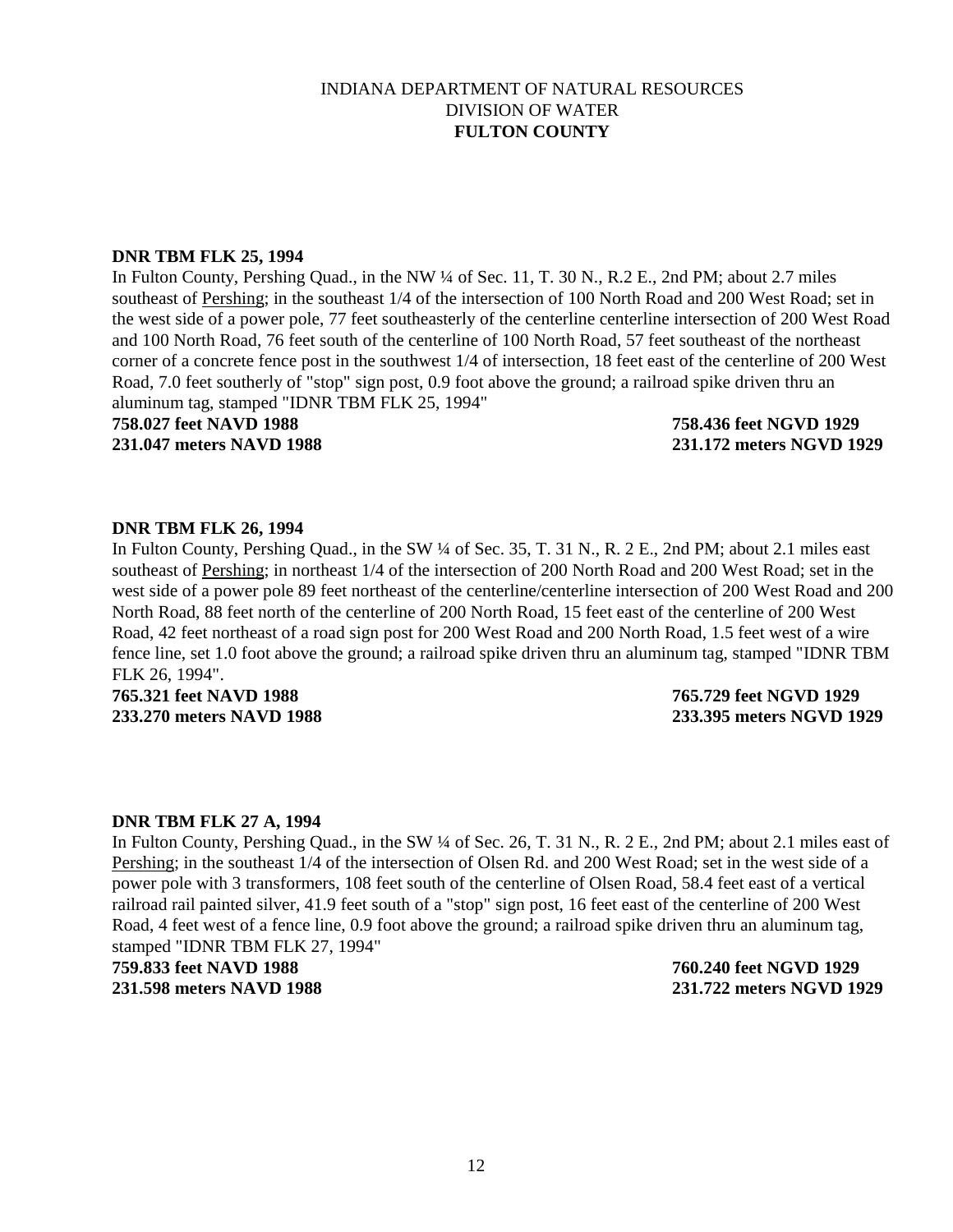INDIANA DEPARTMENT OF NATURAL RESOURCES
DIVISION OF WATER
**FULTON COUNTY**

**DNR TBM FLK 25, 1994**

In Fulton County, Pershing Quad., in the NW ¼ of Sec. 11, T. 30 N., R.2 E., 2nd PM; about 2.7 miles southeast of Pershing; in the southeast 1/4 of the intersection of 100 North Road and 200 West Road; set in the west side of a power pole, 77 feet southeasterly of the centerline centerline intersection of 200 West Road and 100 North Road, 76 feet south of the centerline of 100 North Road, 57 feet southeast of the northeast corner of a concrete fence post in the southwest 1/4 of intersection, 18 feet east of the centerline of 200 West Road, 7.0 feet southerly of "stop" sign post, 0.9 foot above the ground; a railroad spike driven thru an aluminum tag, stamped "IDNR TBM FLK 25, 1994"

**758.027 feet NAVD 1988** **758.436 feet NGVD 1929**
**231.047 meters NAVD 1988** **231.172 meters NGVD 1929**

**DNR TBM FLK 26, 1994**

In Fulton County, Pershing Quad., in the SW ¼ of Sec. 35, T. 31 N., R. 2 E., 2nd PM; about 2.1 miles east southeast of Pershing; in northeast 1/4 of the intersection of 200 North Road and 200 West Road; set in the west side of a power pole 89 feet northeast of the centerline/centerline intersection of 200 West Road and 200 North Road, 88 feet north of the centerline of 200 North Road, 15 feet east of the centerline of 200 West Road, 42 feet northeast of a road sign post for 200 West Road and 200 North Road, 1.5 feet west of a wire fence line, set 1.0 foot above the ground; a railroad spike driven thru an aluminum tag, stamped "IDNR TBM FLK 26, 1994".

**765.321 feet NAVD 1988** **765.729 feet NGVD 1929**
**233.270 meters NAVD 1988** **233.395 meters NGVD 1929**

**DNR TBM FLK 27 A, 1994**

In Fulton County, Pershing Quad., in the SW ¼ of Sec. 26, T. 31 N., R. 2 E., 2nd PM; about 2.1 miles east of Pershing; in the southeast 1/4 of the intersection of Olsen Rd. and 200 West Road; set in the west side of a power pole with 3 transformers, 108 feet south of the centerline of Olsen Road, 58.4 feet east of a vertical railroad rail painted silver, 41.9 feet south of a "stop" sign post, 16 feet east of the centerline of 200 West Road, 4 feet west of a fence line, 0.9 foot above the ground; a railroad spike driven thru an aluminum tag, stamped "IDNR TBM FLK 27, 1994"

**759.833 feet NAVD 1988** **760.240 feet NGVD 1929**
**231.598 meters NAVD 1988** **231.722 meters NGVD 1929**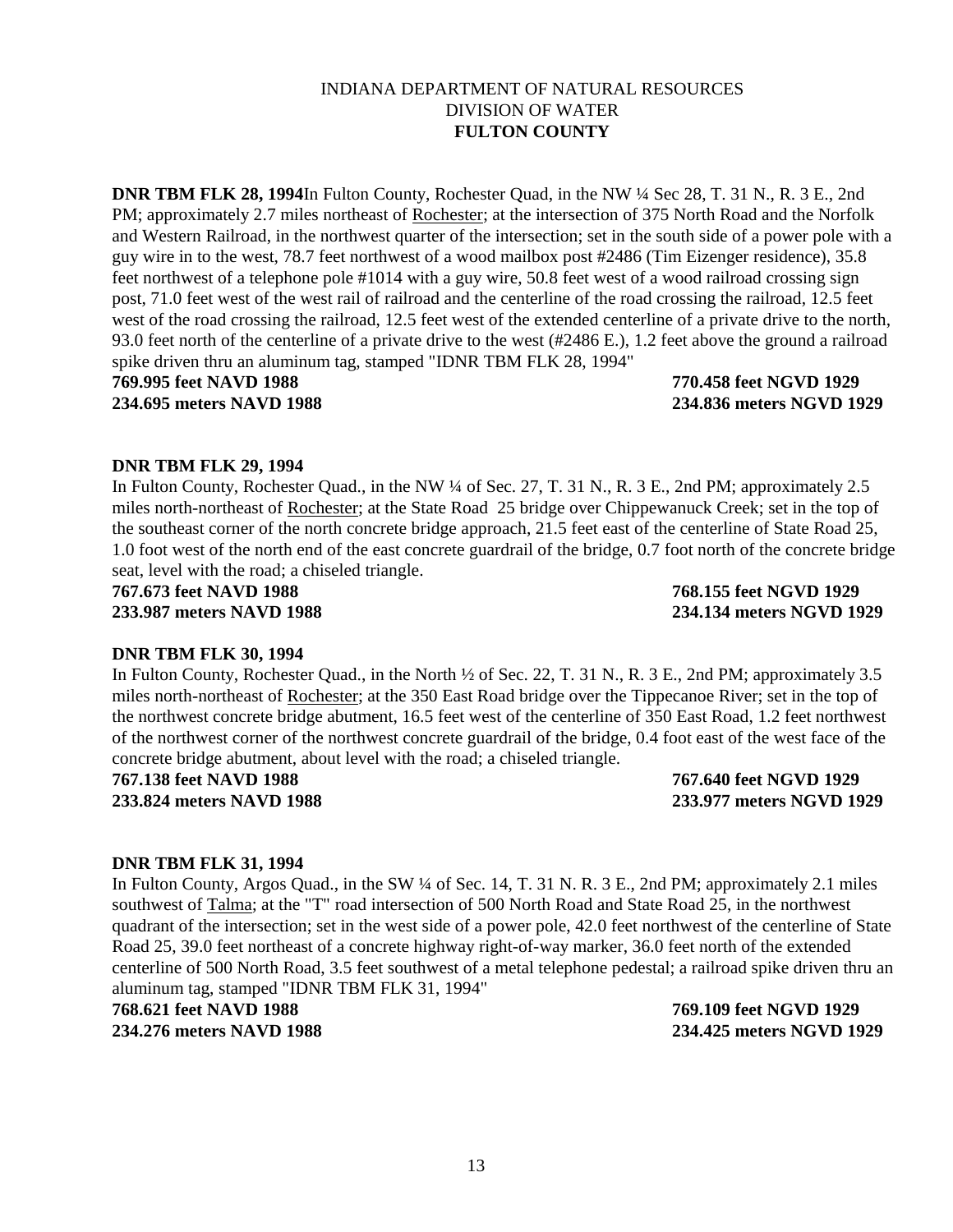INDIANA DEPARTMENT OF NATURAL RESOURCES
DIVISION OF WATER
**FULTON COUNTY**

**DNR TBM FLK 28, 1994**In Fulton County, Rochester Quad, in the NW ¼ Sec 28, T. 31 N., R. 3 E., 2nd PM; approximately 2.7 miles northeast of Rochester; at the intersection of 375 North Road and the Norfolk and Western Railroad, in the northwest quarter of the intersection; set in the south side of a power pole with a guy wire in to the west, 78.7 feet northwest of a wood mailbox post #2486 (Tim Eizenger residence), 35.8 feet northwest of a telephone pole #1014 with a guy wire, 50.8 feet west of a wood railroad crossing sign post, 71.0 feet west of the west rail of railroad and the centerline of the road crossing the railroad, 12.5 feet west of the road crossing the railroad, 12.5 feet west of the extended centerline of a private drive to the north, 93.0 feet north of the centerline of a private drive to the west (#2486 E.), 1.2 feet above the ground a railroad spike driven thru an aluminum tag, stamped "IDNR TBM FLK 28, 1994"

**769.995 feet NAVD 1988** **770.458 feet NGVD 1929**
**234.695 meters NAVD 1988** **234.836 meters NGVD 1929**

**DNR TBM FLK 29, 1994**

In Fulton County, Rochester Quad., in the NW ¼ of Sec. 27, T. 31 N., R. 3 E., 2nd PM; approximately 2.5 miles north-northeast of Rochester; at the State Road 25 bridge over Chippewanuck Creek; set in the top of the southeast corner of the north concrete bridge approach, 21.5 feet east of the centerline of State Road 25, 1.0 foot west of the north end of the east concrete guardrail of the bridge, 0.7 foot north of the concrete bridge seat, level with the road; a chiseled triangle.

**767.673 feet NAVD 1988** **768.155 feet NGVD 1929**
**233.987 meters NAVD 1988** **234.134 meters NGVD 1929**

**DNR TBM FLK 30, 1994**

In Fulton County, Rochester Quad., in the North ½ of Sec. 22, T. 31 N., R. 3 E., 2nd PM; approximately 3.5 miles north-northeast of Rochester; at the 350 East Road bridge over the Tippecanoe River; set in the top of the northwest concrete bridge abutment, 16.5 feet west of the centerline of 350 East Road, 1.2 feet northwest of the northwest corner of the northwest concrete guardrail of the bridge, 0.4 foot east of the west face of the concrete bridge abutment, about level with the road; a chiseled triangle.

**767.138 feet NAVD 1988** **767.640 feet NGVD 1929**
**233.824 meters NAVD 1988** **233.977 meters NGVD 1929**

**DNR TBM FLK 31, 1994**

In Fulton County, Argos Quad., in the SW ¼ of Sec. 14, T. 31 N. R. 3 E., 2nd PM; approximately 2.1 miles southwest of Talma; at the "T" road intersection of 500 North Road and State Road 25, in the northwest quadrant of the intersection; set in the west side of a power pole, 42.0 feet northwest of the centerline of State Road 25, 39.0 feet northeast of a concrete highway right-of-way marker, 36.0 feet north of the extended centerline of 500 North Road, 3.5 feet southwest of a metal telephone pedestal; a railroad spike driven thru an aluminum tag, stamped "IDNR TBM FLK 31, 1994"

**768.621 feet NAVD 1988** **769.109 feet NGVD 1929**
**234.276 meters NAVD 1988** **234.425 meters NGVD 1929**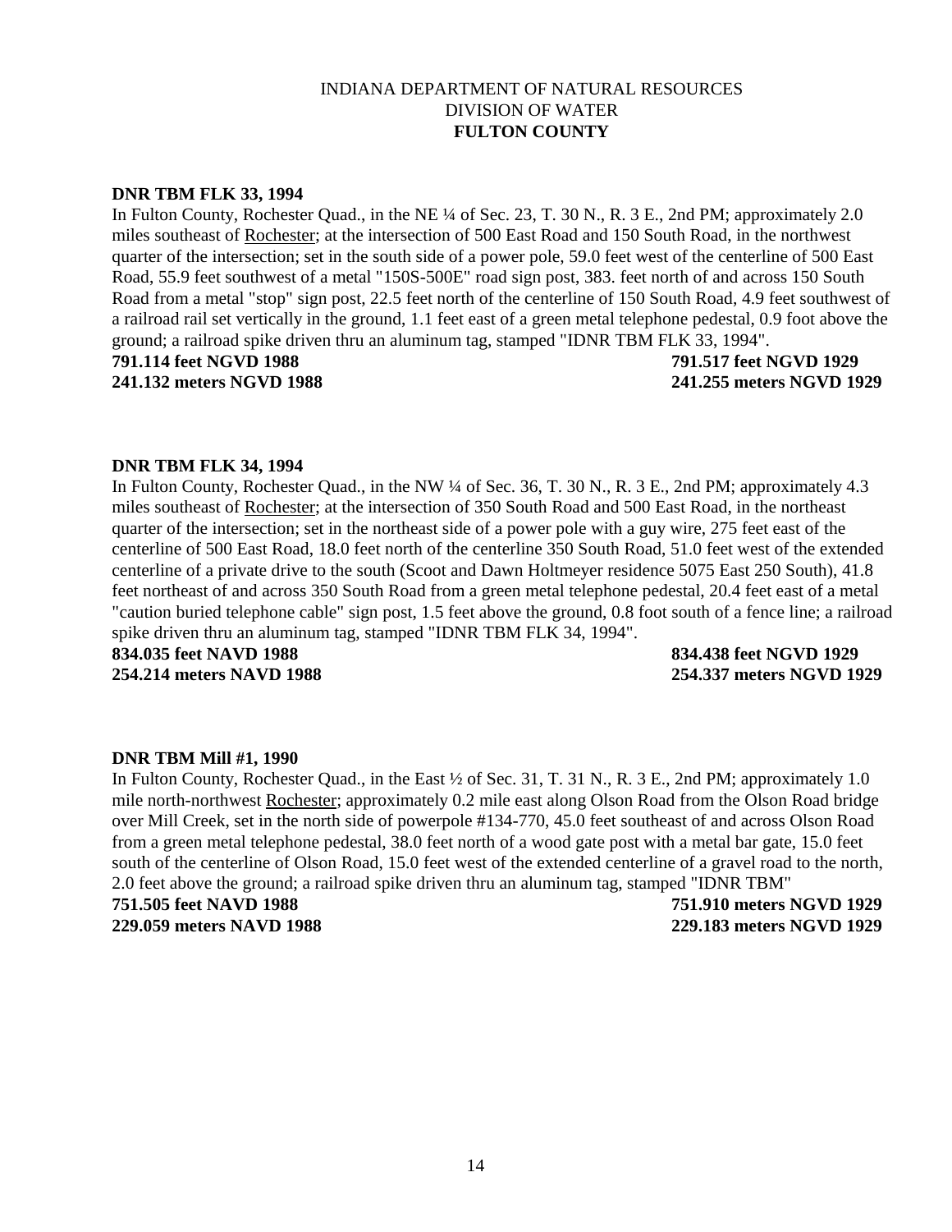INDIANA DEPARTMENT OF NATURAL RESOURCES
DIVISION OF WATER
**FULTON COUNTY**

**DNR TBM FLK 33, 1994**

In Fulton County, Rochester Quad., in the NE ¼ of Sec. 23, T. 30 N., R. 3 E., 2nd PM; approximately 2.0 miles southeast of Rochester; at the intersection of 500 East Road and 150 South Road, in the northwest quarter of the intersection; set in the south side of a power pole, 59.0 feet west of the centerline of 500 East Road, 55.9 feet southwest of a metal "150S-500E" road sign post, 383. feet north of and across 150 South Road from a metal "stop" sign post, 22.5 feet north of the centerline of 150 South Road, 4.9 feet southwest of a railroad rail set vertically in the ground, 1.1 feet east of a green metal telephone pedestal, 0.9 foot above the ground; a railroad spike driven thru an aluminum tag, stamped "IDNR TBM FLK 33, 1994".

**791.114 feet NGVD 1988** **791.517 feet NGVD 1929**
**241.132 meters NGVD 1988** **241.255 meters NGVD 1929**

**DNR TBM FLK 34, 1994**

In Fulton County, Rochester Quad., in the NW ¼ of Sec. 36, T. 30 N., R. 3 E., 2nd PM; approximately 4.3 miles southeast of Rochester; at the intersection of 350 South Road and 500 East Road, in the northeast quarter of the intersection; set in the northeast side of a power pole with a guy wire, 275 feet east of the centerline of 500 East Road, 18.0 feet north of the centerline 350 South Road, 51.0 feet west of the extended centerline of a private drive to the south (Scoot and Dawn Holtmeyer residence 5075 East 250 South), 41.8 feet northeast of and across 350 South Road from a green metal telephone pedestal, 20.4 feet east of a metal "caution buried telephone cable" sign post, 1.5 feet above the ground, 0.8 foot south of a fence line; a railroad spike driven thru an aluminum tag, stamped "IDNR TBM FLK 34, 1994".

**834.035 feet NAVD 1988** **834.438 feet NGVD 1929**
**254.214 meters NAVD 1988** **254.337 meters NGVD 1929**

**DNR TBM Mill #1, 1990**

In Fulton County, Rochester Quad., in the East ½ of Sec. 31, T. 31 N., R. 3 E., 2nd PM; approximately 1.0 mile north-northwest Rochester; approximately 0.2 mile east along Olson Road from the Olson Road bridge over Mill Creek, set in the north side of powerpole #134-770, 45.0 feet southeast of and across Olson Road from a green metal telephone pedestal, 38.0 feet north of a wood gate post with a metal bar gate, 15.0 feet south of the centerline of Olson Road, 15.0 feet west of the extended centerline of a gravel road to the north, 2.0 feet above the ground; a railroad spike driven thru an aluminum tag, stamped "IDNR TBM"

**751.505 feet NAVD 1988** **751.910 meters NGVD 1929**
**229.059 meters NAVD 1988** **229.183 meters NGVD 1929**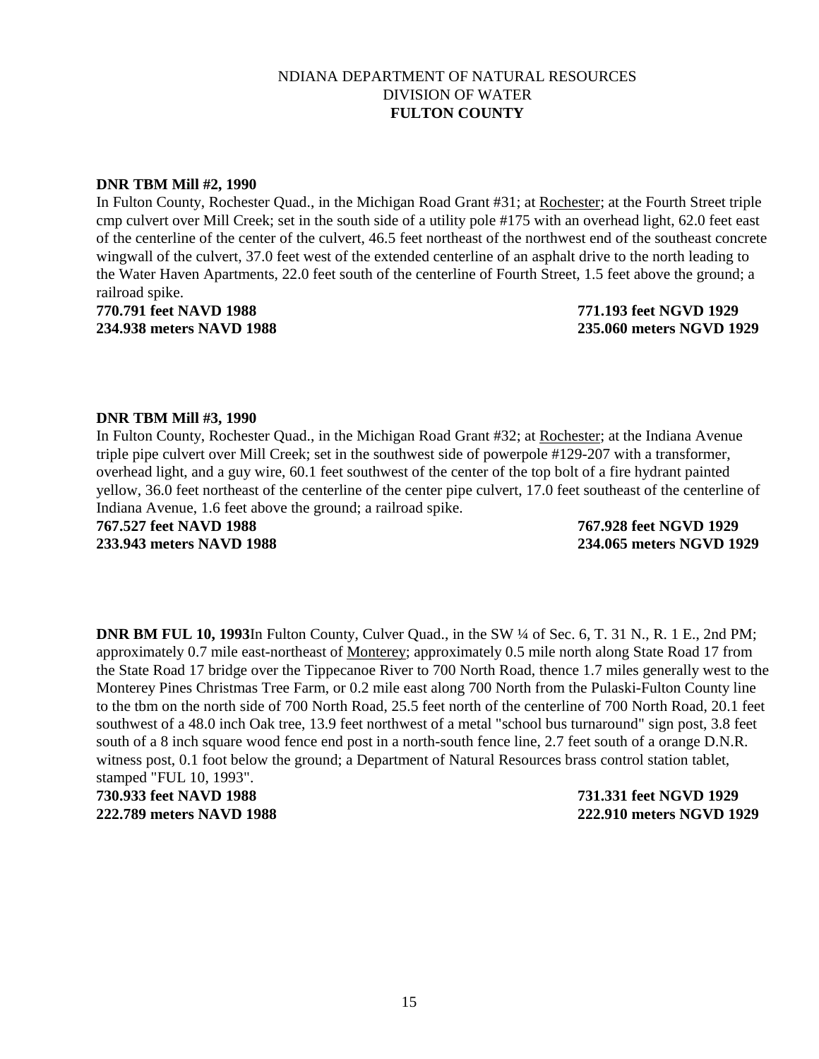NDIANA DEPARTMENT OF NATURAL RESOURCES
DIVISION OF WATER
**FULTON COUNTY**

**DNR TBM Mill #2, 1990**
In Fulton County, Rochester Quad., in the Michigan Road Grant #31; at Rochester; at the Fourth Street triple cmp culvert over Mill Creek; set in the south side of a utility pole #175 with an overhead light, 62.0 feet east of the centerline of the center of the culvert, 46.5 feet northeast of the northwest end of the southeast concrete wingwall of the culvert, 37.0 feet west of the extended centerline of an asphalt drive to the north leading to the Water Haven Apartments, 22.0 feet south of the centerline of Fourth Street, 1.5 feet above the ground; a railroad spike.

**770.791 feet NAVD 1988** **771.193 feet NGVD 1929**
**234.938 meters NAVD 1988** **235.060 meters NGVD 1929**

**DNR TBM Mill #3, 1990**
In Fulton County, Rochester Quad., in the Michigan Road Grant #32; at Rochester; at the Indiana Avenue triple pipe culvert over Mill Creek; set in the southwest side of powerpole #129-207 with a transformer, overhead light, and a guy wire, 60.1 feet southwest of the center of the top bolt of a fire hydrant painted yellow, 36.0 feet northeast of the centerline of the center pipe culvert, 17.0 feet southeast of the centerline of Indiana Avenue, 1.6 feet above the ground; a railroad spike.

**767.527 feet NAVD 1988** **767.928 feet NGVD 1929**
**233.943 meters NAVD 1988** **234.065 meters NGVD 1929**

**DNR BM FUL 10, 1993**In Fulton County, Culver Quad., in the SW ¼ of Sec. 6, T. 31 N., R. 1 E., 2nd PM; approximately 0.7 mile east-northeast of Monterey; approximately 0.5 mile north along State Road 17 from the State Road 17 bridge over the Tippecanoe River to 700 North Road, thence 1.7 miles generally west to the Monterey Pines Christmas Tree Farm, or 0.2 mile east along 700 North from the Pulaski-Fulton County line to the tbm on the north side of 700 North Road, 25.5 feet north of the centerline of 700 North Road, 20.1 feet southwest of a 48.0 inch Oak tree, 13.9 feet northwest of a metal "school bus turnaround" sign post, 3.8 feet south of a 8 inch square wood fence end post in a north-south fence line, 2.7 feet south of a orange D.N.R. witness post, 0.1 foot below the ground; a Department of Natural Resources brass control station tablet, stamped "FUL 10, 1993".

**730.933 feet NAVD 1988** **731.331 feet NGVD 1929**
**222.789 meters NAVD 1988** **222.910 meters NGVD 1929**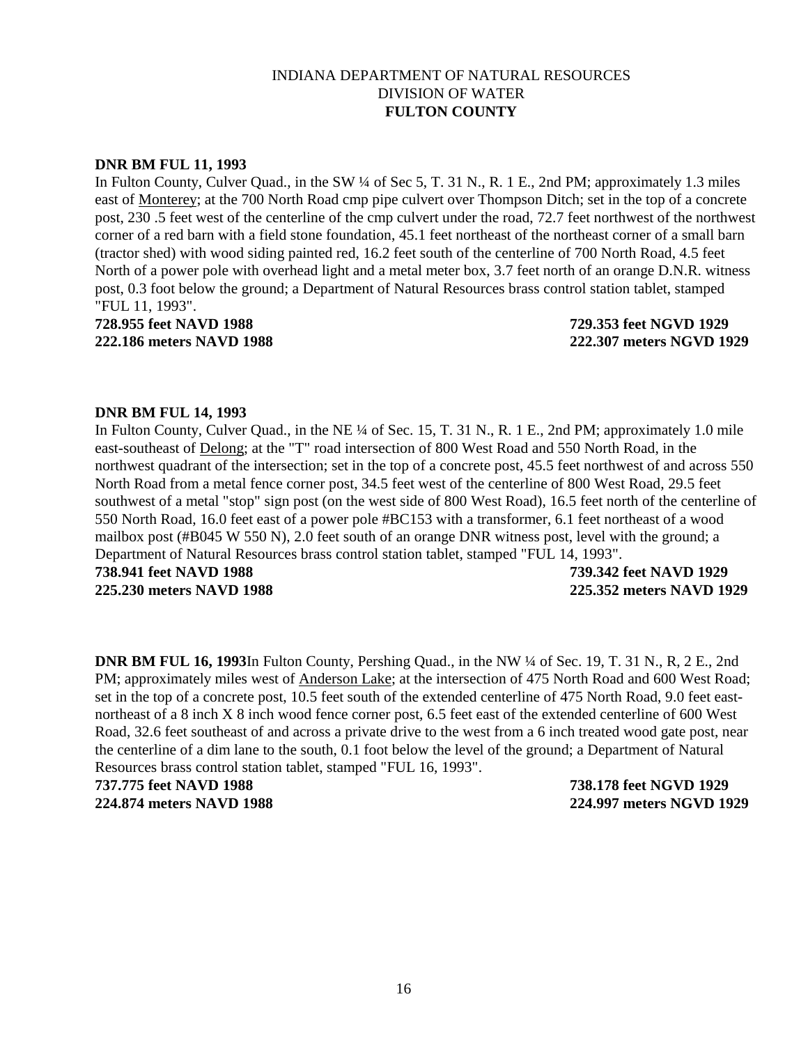INDIANA DEPARTMENT OF NATURAL RESOURCES
DIVISION OF WATER
**FULTON COUNTY**

**DNR BM FUL 11, 1993**
In Fulton County, Culver Quad., in the SW ¼ of Sec 5, T. 31 N., R. 1 E., 2nd PM; approximately 1.3 miles east of Monterey; at the 700 North Road cmp pipe culvert over Thompson Ditch; set in the top of a concrete post, 230 .5 feet west of the centerline of the cmp culvert under the road, 72.7 feet northwest of the northwest corner of a red barn with a field stone foundation, 45.1 feet northeast of the northeast corner of a small barn (tractor shed) with wood siding painted red, 16.2 feet south of the centerline of 700 North Road, 4.5 feet North of a power pole with overhead light and a metal meter box, 3.7 feet north of an orange D.N.R. witness post, 0.3 foot below the ground; a Department of Natural Resources brass control station tablet, stamped "FUL 11, 1993".

**728.955 feet NAVD 1988** **729.353 feet NGVD 1929**
**222.186 meters NAVD 1988** **222.307 meters NGVD 1929**

**DNR BM FUL 14, 1993**
In Fulton County, Culver Quad., in the NE ¼ of Sec. 15, T. 31 N., R. 1 E., 2nd PM; approximately 1.0 mile east-southeast of Delong; at the "T" road intersection of 800 West Road and 550 North Road, in the northwest quadrant of the intersection; set in the top of a concrete post, 45.5 feet northwest of and across 550 North Road from a metal fence corner post, 34.5 feet west of the centerline of 800 West Road, 29.5 feet southwest of a metal "stop" sign post (on the west side of 800 West Road), 16.5 feet north of the centerline of 550 North Road, 16.0 feet east of a power pole #BC153 with a transformer, 6.1 feet northeast of a wood mailbox post (#B045 W 550 N), 2.0 feet south of an orange DNR witness post, level with the ground; a Department of Natural Resources brass control station tablet, stamped "FUL 14, 1993".

**738.941 feet NAVD 1988** **739.342 feet NAVD 1929**
**225.230 meters NAVD 1988** **225.352 meters NAVD 1929**

**DNR BM FUL 16, 1993**In Fulton County, Pershing Quad., in the NW ¼ of Sec. 19, T. 31 N., R, 2 E., 2nd PM; approximately miles west of Anderson Lake; at the intersection of 475 North Road and 600 West Road; set in the top of a concrete post, 10.5 feet south of the extended centerline of 475 North Road, 9.0 feet east-northeast of a 8 inch X 8 inch wood fence corner post, 6.5 feet east of the extended centerline of 600 West Road, 32.6 feet southeast of and across a private drive to the west from a 6 inch treated wood gate post, near the centerline of a dim lane to the south, 0.1 foot below the level of the ground; a Department of Natural Resources brass control station tablet, stamped "FUL 16, 1993".

**737.775 feet NAVD 1988** **738.178 feet NGVD 1929**
**224.874 meters NAVD 1988** **224.997 meters NGVD 1929**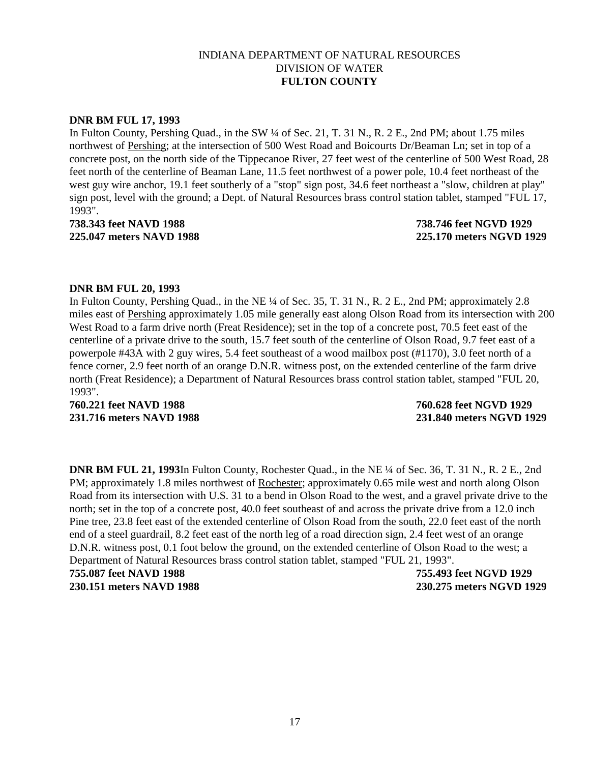INDIANA DEPARTMENT OF NATURAL RESOURCES
DIVISION OF WATER
**FULTON COUNTY**

**DNR BM FUL 17, 1993**
In Fulton County, Pershing Quad., in the SW ¼ of Sec. 21, T. 31 N., R. 2 E., 2nd PM; about 1.75 miles northwest of Pershing; at the intersection of 500 West Road and Boicourts Dr/Beaman Ln; set in top of a concrete post, on the north side of the Tippecanoe River, 27 feet west of the centerline of 500 West Road, 28 feet north of the centerline of Beaman Lane, 11.5 feet northwest of a power pole, 10.4 feet northeast of the west guy wire anchor, 19.1 feet southerly of a "stop" sign post, 34.6 feet northeast a "slow, children at play" sign post, level with the ground; a Dept. of Natural Resources brass control station tablet, stamped "FUL 17, 1993".

**738.343 feet NAVD 1988** — **738.746 feet NGVD 1929**
**225.047 meters NAVD 1988** — **225.170 meters NGVD 1929**

**DNR BM FUL 20, 1993**
In Fulton County, Pershing Quad., in the NE ¼ of Sec. 35, T. 31 N., R. 2 E., 2nd PM; approximately 2.8 miles east of Pershing approximately 1.05 mile generally east along Olson Road from its intersection with 200 West Road to a farm drive north (Freat Residence); set in the top of a concrete post, 70.5 feet east of the centerline of a private drive to the south, 15.7 feet south of the centerline of Olson Road, 9.7 feet east of a powerpole #43A with 2 guy wires, 5.4 feet southeast of a wood mailbox post (#1170), 3.0 feet north of a fence corner, 2.9 feet north of an orange D.N.R. witness post, on the extended centerline of the farm drive north (Freat Residence); a Department of Natural Resources brass control station tablet, stamped "FUL 20, 1993".

**760.221 feet NAVD 1988** — **760.628 feet NGVD 1929**
**231.716 meters NAVD 1988** — **231.840 meters NGVD 1929**

**DNR BM FUL 21, 1993** In Fulton County, Rochester Quad., in the NE ¼ of Sec. 36, T. 31 N., R. 2 E., 2nd PM; approximately 1.8 miles northwest of Rochester; approximately 0.65 mile west and north along Olson Road from its intersection with U.S. 31 to a bend in Olson Road to the west, and a gravel private drive to the north; set in the top of a concrete post, 40.0 feet southeast of and across the private drive from a 12.0 inch Pine tree, 23.8 feet east of the extended centerline of Olson Road from the south, 22.0 feet east of the north end of a steel guardrail, 8.2 feet east of the north leg of a road direction sign, 2.4 feet west of an orange D.N.R. witness post, 0.1 foot below the ground, on the extended centerline of Olson Road to the west; a Department of Natural Resources brass control station tablet, stamped "FUL 21, 1993".

**755.087 feet NAVD 1988** — **755.493 feet NGVD 1929**
**230.151 meters NAVD 1988** — **230.275 meters NGVD 1929**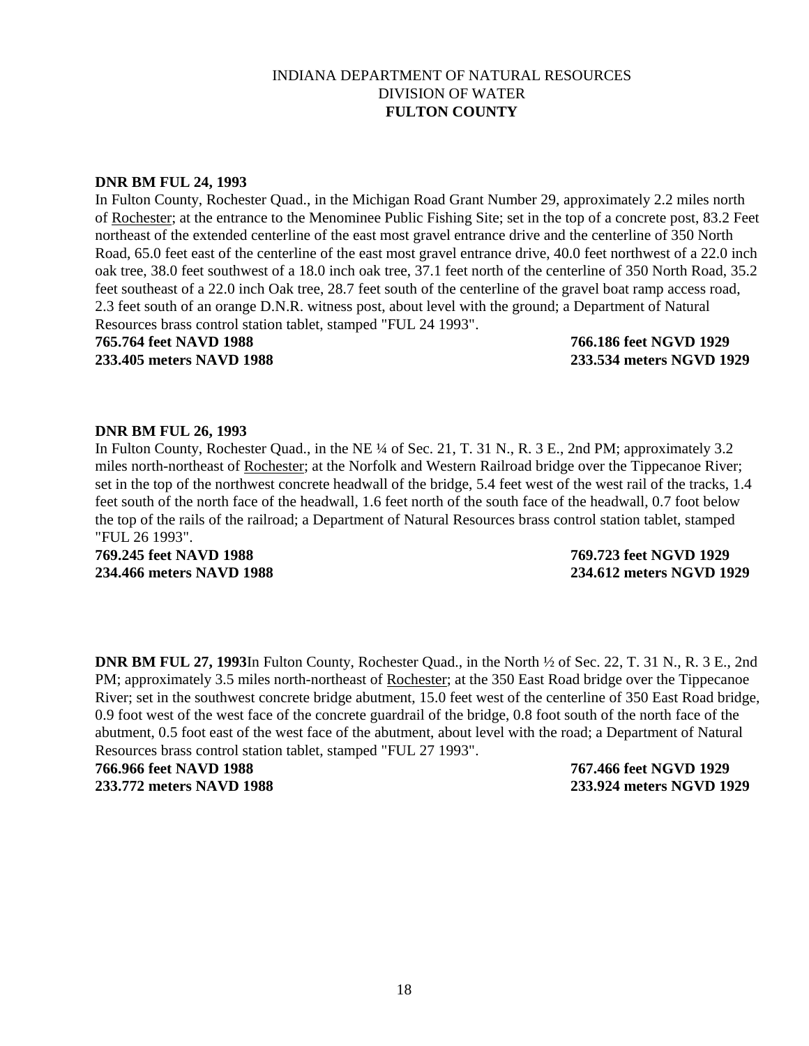INDIANA DEPARTMENT OF NATURAL RESOURCES
DIVISION OF WATER
**FULTON COUNTY**

**DNR BM FUL 24, 1993**
In Fulton County, Rochester Quad., in the Michigan Road Grant Number 29, approximately 2.2 miles north of Rochester; at the entrance to the Menominee Public Fishing Site; set in the top of a concrete post, 83.2 Feet northeast of the extended centerline of the east most gravel entrance drive and the centerline of 350 North Road, 65.0 feet east of the centerline of the east most gravel entrance drive, 40.0 feet northwest of a 22.0 inch oak tree, 38.0 feet southwest of a 18.0 inch oak tree, 37.1 feet north of the centerline of 350 North Road, 35.2 feet southeast of a 22.0 inch Oak tree, 28.7 feet south of the centerline of the gravel boat ramp access road, 2.3 feet south of an orange D.N.R. witness post, about level with the ground; a Department of Natural Resources brass control station tablet, stamped "FUL 24 1993".
**765.764 feet NAVD 1988** **766.186 feet NGVD 1929**
**233.405 meters NAVD 1988** **233.534 meters NGVD 1929**

**DNR BM FUL 26, 1993**
In Fulton County, Rochester Quad., in the NE ¼ of Sec. 21, T. 31 N., R. 3 E., 2nd PM; approximately 3.2 miles north-northeast of Rochester; at the Norfolk and Western Railroad bridge over the Tippecanoe River; set in the top of the northwest concrete headwall of the bridge, 5.4 feet west of the west rail of the tracks, 1.4 feet south of the north face of the headwall, 1.6 feet north of the south face of the headwall, 0.7 foot below the top of the rails of the railroad; a Department of Natural Resources brass control station tablet, stamped "FUL 26 1993".
**769.245 feet NAVD 1988** **769.723 feet NGVD 1929**
**234.466 meters NAVD 1988** **234.612 meters NGVD 1929**

**DNR BM FUL 27, 1993**In Fulton County, Rochester Quad., in the North ½ of Sec. 22, T. 31 N., R. 3 E., 2nd PM; approximately 3.5 miles north-northeast of Rochester; at the 350 East Road bridge over the Tippecanoe River; set in the southwest concrete bridge abutment, 15.0 feet west of the centerline of 350 East Road bridge, 0.9 foot west of the west face of the concrete guardrail of the bridge, 0.8 foot south of the north face of the abutment, 0.5 foot east of the west face of the abutment, about level with the road; a Department of Natural Resources brass control station tablet, stamped "FUL 27 1993".
**766.966 feet NAVD 1988** **767.466 feet NGVD 1929**
**233.772 meters NAVD 1988** **233.924 meters NGVD 1929**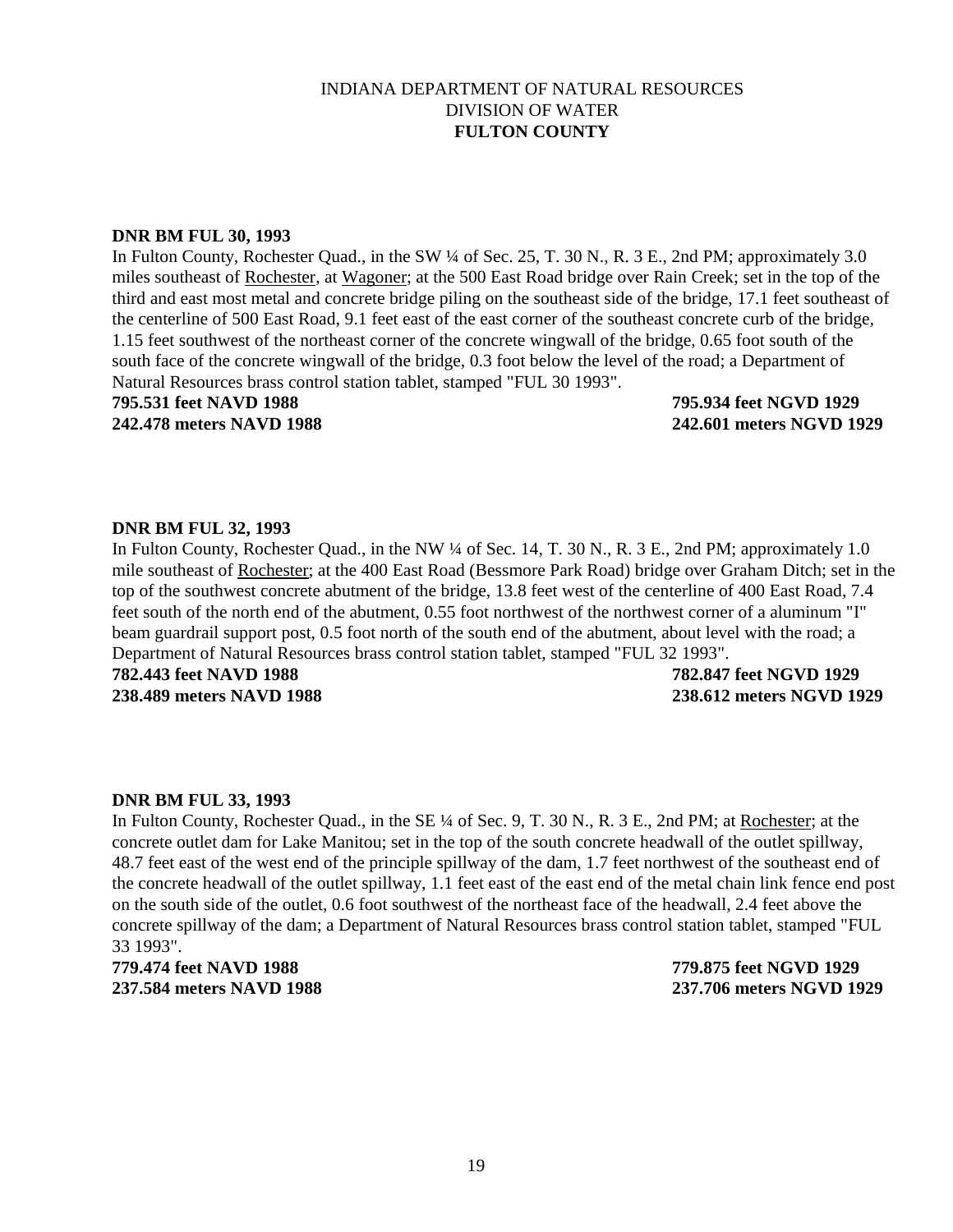INDIANA DEPARTMENT OF NATURAL RESOURCES
DIVISION OF WATER
**FULTON COUNTY**

**DNR BM FUL 30, 1993**

In Fulton County, Rochester Quad., in the SW ¼ of Sec. 25, T. 30 N., R. 3 E., 2nd PM; approximately 3.0 miles southeast of Rochester, at Wagoner; at the 500 East Road bridge over Rain Creek; set in the top of the third and east most metal and concrete bridge piling on the southeast side of the bridge, 17.1 feet southeast of the centerline of 500 East Road, 9.1 feet east of the east corner of the southeast concrete curb of the bridge, 1.15 feet southwest of the northeast corner of the concrete wingwall of the bridge, 0.65 foot south of the south face of the concrete wingwall of the bridge, 0.3 foot below the level of the road; a Department of Natural Resources brass control station tablet, stamped "FUL 30 1993".

**795.531 feet NAVD 1988** — **795.934 feet NGVD 1929**
**242.478 meters NAVD 1988** — **242.601 meters NGVD 1929**

**DNR BM FUL 32, 1993**

In Fulton County, Rochester Quad., in the NW ¼ of Sec. 14, T. 30 N., R. 3 E., 2nd PM; approximately 1.0 mile southeast of Rochester; at the 400 East Road (Bessmore Park Road) bridge over Graham Ditch; set in the top of the southwest concrete abutment of the bridge, 13.8 feet west of the centerline of 400 East Road, 7.4 feet south of the north end of the abutment, 0.55 foot northwest of the northwest corner of a aluminum "I" beam guardrail support post, 0.5 foot north of the south end of the abutment, about level with the road; a Department of Natural Resources brass control station tablet, stamped "FUL 32 1993".

**782.443 feet NAVD 1988** — **782.847 feet NGVD 1929**
**238.489 meters NAVD 1988** — **238.612 meters NGVD 1929**

**DNR BM FUL 33, 1993**

In Fulton County, Rochester Quad., in the SE ¼ of Sec. 9, T. 30 N., R. 3 E., 2nd PM; at Rochester; at the concrete outlet dam for Lake Manitou; set in the top of the south concrete headwall of the outlet spillway, 48.7 feet east of the west end of the principle spillway of the dam, 1.7 feet northwest of the southeast end of the concrete headwall of the outlet spillway, 1.1 feet east of the east end of the metal chain link fence end post on the south side of the outlet, 0.6 foot southwest of the northeast face of the headwall, 2.4 feet above the concrete spillway of the dam; a Department of Natural Resources brass control station tablet, stamped "FUL 33 1993".

**779.474 feet NAVD 1988** — **779.875 feet NGVD 1929**
**237.584 meters NAVD 1988** — **237.706 meters NGVD 1929**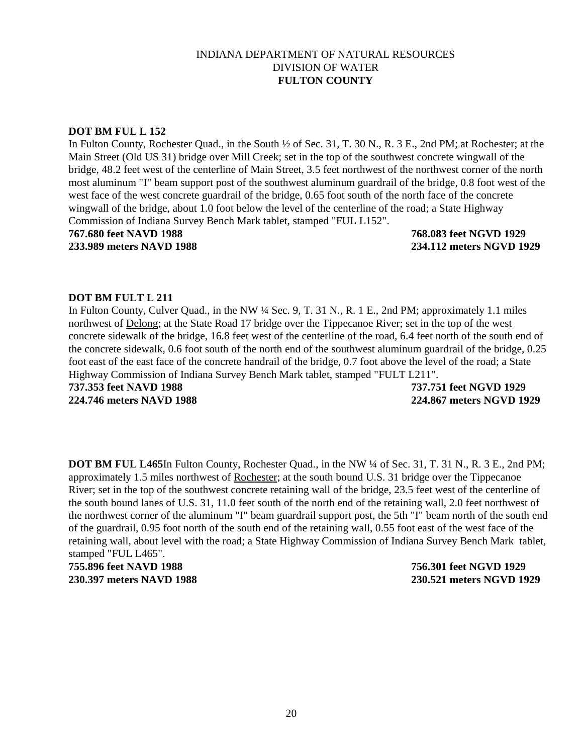INDIANA DEPARTMENT OF NATURAL RESOURCES
DIVISION OF WATER
**FULTON COUNTY**

**DOT BM FUL L 152**

In Fulton County, Rochester Quad., in the South ½ of Sec. 31, T. 30 N., R. 3 E., 2nd PM; at Rochester; at the Main Street (Old US 31) bridge over Mill Creek; set in the top of the southwest concrete wingwall of the bridge, 48.2 feet west of the centerline of Main Street, 3.5 feet northwest of the northwest corner of the north most aluminum "I" beam support post of the southwest aluminum guardrail of the bridge, 0.8 foot west of the west face of the west concrete guardrail of the bridge, 0.65 foot south of the north face of the concrete wingwall of the bridge, about 1.0 foot below the level of the centerline of the road; a State Highway Commission of Indiana Survey Bench Mark tablet, stamped "FUL L152".

**767.680 feet NAVD 1988** **768.083 feet NGVD 1929**
**233.989 meters NAVD 1988** **234.112 meters NGVD 1929**

**DOT BM FULT L 211**

In Fulton County, Culver Quad., in the NW ¼ Sec. 9, T. 31 N., R. 1 E., 2nd PM; approximately 1.1 miles northwest of Delong; at the State Road 17 bridge over the Tippecanoe River; set in the top of the west concrete sidewalk of the bridge, 16.8 feet west of the centerline of the road, 6.4 feet north of the south end of the concrete sidewalk, 0.6 foot south of the north end of the southwest aluminum guardrail of the bridge, 0.25 foot east of the east face of the concrete handrail of the bridge, 0.7 foot above the level of the road; a State Highway Commission of Indiana Survey Bench Mark tablet, stamped "FULT L211".

**737.353 feet NAVD 1988** **737.751 feet NGVD 1929**
**224.746 meters NAVD 1988** **224.867 meters NGVD 1929**

**DOT BM FUL L465**In Fulton County, Rochester Quad., in the NW ¼ of Sec. 31, T. 31 N., R. 3 E., 2nd PM; approximately 1.5 miles northwest of Rochester; at the south bound U.S. 31 bridge over the Tippecanoe River; set in the top of the southwest concrete retaining wall of the bridge, 23.5 feet west of the centerline of the south bound lanes of U.S. 31, 11.0 feet south of the north end of the retaining wall, 2.0 feet northwest of the northwest corner of the aluminum "I" beam guardrail support post, the 5th "I" beam north of the south end of the guardrail, 0.95 foot north of the south end of the retaining wall, 0.55 foot east of the west face of the retaining wall, about level with the road; a State Highway Commission of Indiana Survey Bench Mark tablet, stamped "FUL L465".

**755.896 feet NAVD 1988** **756.301 feet NGVD 1929**
**230.397 meters NAVD 1988** **230.521 meters NGVD 1929**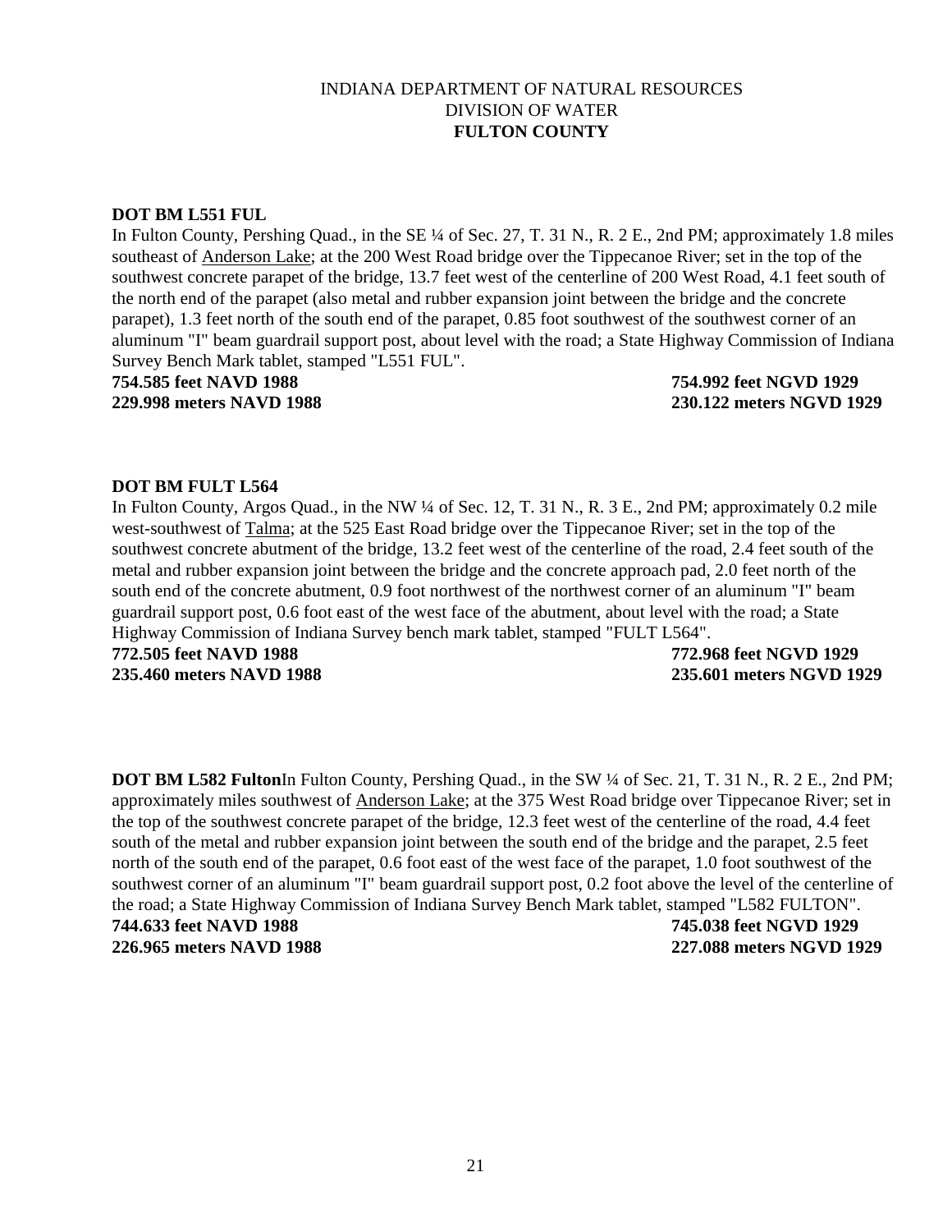INDIANA DEPARTMENT OF NATURAL RESOURCES
DIVISION OF WATER
**FULTON COUNTY**

**DOT BM L551 FUL**
In Fulton County, Pershing Quad., in the SE ¼ of Sec. 27, T. 31 N., R. 2 E., 2nd PM; approximately 1.8 miles southeast of Anderson Lake; at the 200 West Road bridge over the Tippecanoe River; set in the top of the southwest concrete parapet of the bridge, 13.7 feet west of the centerline of 200 West Road, 4.1 feet south of the north end of the parapet (also metal and rubber expansion joint between the bridge and the concrete parapet), 1.3 feet north of the south end of the parapet, 0.85 foot southwest of the southwest corner of an aluminum "I" beam guardrail support post, about level with the road; a State Highway Commission of Indiana Survey Bench Mark tablet, stamped "L551 FUL".
**754.585 feet NAVD 1988** **754.992 feet NGVD 1929**
**229.998 meters NAVD 1988** **230.122 meters NGVD 1929**

**DOT BM FULT L564**
In Fulton County, Argos Quad., in the NW ¼ of Sec. 12, T. 31 N., R. 3 E., 2nd PM; approximately 0.2 mile west-southwest of Talma; at the 525 East Road bridge over the Tippecanoe River; set in the top of the southwest concrete abutment of the bridge, 13.2 feet west of the centerline of the road, 2.4 feet south of the metal and rubber expansion joint between the bridge and the concrete approach pad, 2.0 feet north of the south end of the concrete abutment, 0.9 foot northwest of the northwest corner of an aluminum "I" beam guardrail support post, 0.6 foot east of the west face of the abutment, about level with the road; a State Highway Commission of Indiana Survey bench mark tablet, stamped "FULT L564".
**772.505 feet NAVD 1988** **772.968 feet NGVD 1929**
**235.460 meters NAVD 1988** **235.601 meters NGVD 1929**

**DOT BM L582 Fulton**In Fulton County, Pershing Quad., in the SW ¼ of Sec. 21, T. 31 N., R. 2 E., 2nd PM; approximately miles southwest of Anderson Lake; at the 375 West Road bridge over Tippecanoe River; set in the top of the southwest concrete parapet of the bridge, 12.3 feet west of the centerline of the road, 4.4 feet south of the metal and rubber expansion joint between the south end of the bridge and the parapet, 2.5 feet north of the south end of the parapet, 0.6 foot east of the west face of the parapet, 1.0 foot southwest of the southwest corner of an aluminum "I" beam guardrail support post, 0.2 foot above the level of the centerline of the road; a State Highway Commission of Indiana Survey Bench Mark tablet, stamped "L582 FULTON".
**744.633 feet NAVD 1988** **745.038 feet NGVD 1929**
**226.965 meters NAVD 1988** **227.088 meters NGVD 1929**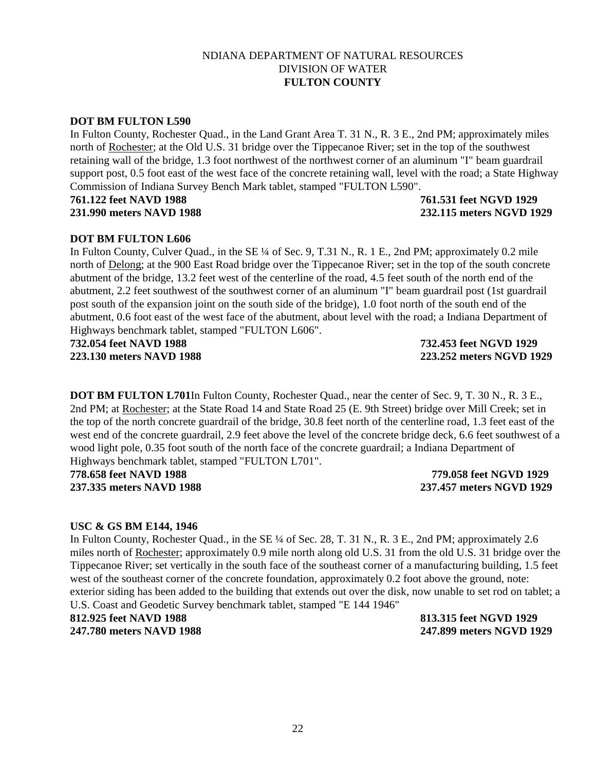NDIANA DEPARTMENT OF NATURAL RESOURCES
DIVISION OF WATER
**FULTON COUNTY**

**DOT BM FULTON L590**

In Fulton County, Rochester Quad., in the Land Grant Area T. 31 N., R. 3 E., 2nd PM; approximately miles north of Rochester; at the Old U.S. 31 bridge over the Tippecanoe River; set in the top of the southwest retaining wall of the bridge, 1.3 foot northwest of the northwest corner of an aluminum "I" beam guardrail support post, 0.5 foot east of the west face of the concrete retaining wall, level with the road; a State Highway Commission of Indiana Survey Bench Mark tablet, stamped "FULTON L590".

**761.122 feet NAVD 1988** **761.531 feet NGVD 1929**
**231.990 meters NAVD 1988** **232.115 meters NGVD 1929**

**DOT BM FULTON L606**

In Fulton County, Culver Quad., in the SE ¼ of Sec. 9, T.31 N., R. 1 E., 2nd PM; approximately 0.2 mile north of Delong; at the 900 East Road bridge over the Tippecanoe River; set in the top of the south concrete abutment of the bridge, 13.2 feet west of the centerline of the road, 4.5 feet south of the north end of the abutment, 2.2 feet southwest of the southwest corner of an aluminum "I" beam guardrail post (1st guardrail post south of the expansion joint on the south side of the bridge), 1.0 foot north of the south end of the abutment, 0.6 foot east of the west face of the abutment, about level with the road; a Indiana Department of Highways benchmark tablet, stamped "FULTON L606".

**732.054 feet NAVD 1988** **732.453 feet NGVD 1929**
**223.130 meters NAVD 1988** **223.252 meters NGVD 1929**

**DOT BM FULTON L701**In Fulton County, Rochester Quad., near the center of Sec. 9, T. 30 N., R. 3 E., 2nd PM; at Rochester; at the State Road 14 and State Road 25 (E. 9th Street) bridge over Mill Creek; set in the top of the north concrete guardrail of the bridge, 30.8 feet north of the centerline road, 1.3 feet east of the west end of the concrete guardrail, 2.9 feet above the level of the concrete bridge deck, 6.6 feet southwest of a wood light pole, 0.35 foot south of the north face of the concrete guardrail; a Indiana Department of Highways benchmark tablet, stamped "FULTON L701".

**778.658 feet NAVD 1988** **779.058 feet NGVD 1929**
**237.335 meters NAVD 1988** **237.457 meters NGVD 1929**

**USC & GS BM E144, 1946**

In Fulton County, Rochester Quad., in the SE ¼ of Sec. 28, T. 31 N., R. 3 E., 2nd PM; approximately 2.6 miles north of Rochester; approximately 0.9 mile north along old U.S. 31 from the old U.S. 31 bridge over the Tippecanoe River; set vertically in the south face of the southeast corner of a manufacturing building, 1.5 feet west of the southeast corner of the concrete foundation, approximately 0.2 foot above the ground, note: exterior siding has been added to the building that extends out over the disk, now unable to set rod on tablet; a U.S. Coast and Geodetic Survey benchmark tablet, stamped "E 144 1946"

**812.925 feet NAVD 1988** **813.315 feet NGVD 1929**
**247.780 meters NAVD 1988** **247.899 meters NGVD 1929**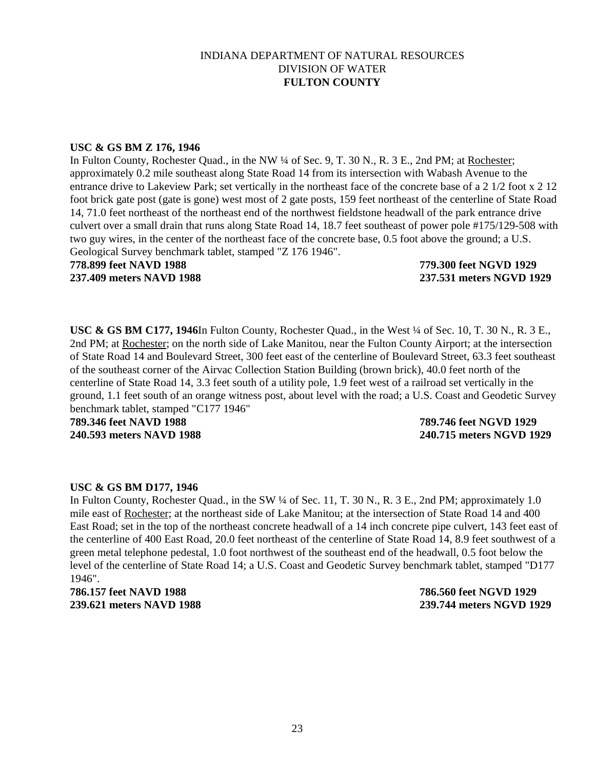INDIANA DEPARTMENT OF NATURAL RESOURCES
DIVISION OF WATER
**FULTON COUNTY**

**USC & GS BM Z 176, 1946**
In Fulton County, Rochester Quad., in the NW ¼ of Sec. 9, T. 30 N., R. 3 E., 2nd PM; at Rochester; approximately 0.2 mile southeast along State Road 14 from its intersection with Wabash Avenue to the entrance drive to Lakeview Park; set vertically in the northeast face of the concrete base of a 2 1/2 foot x 2 12 foot brick gate post (gate is gone) west most of 2 gate posts, 159 feet northeast of the centerline of State Road 14, 71.0 feet northeast of the northeast end of the northwest fieldstone headwall of the park entrance drive culvert over a small drain that runs along State Road 14, 18.7 feet southeast of power pole #175/129-508 with two guy wires, in the center of the northeast face of the concrete base, 0.5 foot above the ground; a U.S. Geological Survey benchmark tablet, stamped "Z 176 1946".
**778.899 feet NAVD 1988** **779.300 feet NGVD 1929**
**237.409 meters NAVD 1988** **237.531 meters NGVD 1929**

**USC & GS BM C177, 1946** In Fulton County, Rochester Quad., in the West ¼ of Sec. 10, T. 30 N., R. 3 E., 2nd PM; at Rochester; on the north side of Lake Manitou, near the Fulton County Airport; at the intersection of State Road 14 and Boulevard Street, 300 feet east of the centerline of Boulevard Street, 63.3 feet southeast of the southeast corner of the Airvac Collection Station Building (brown brick), 40.0 feet north of the centerline of State Road 14, 3.3 feet south of a utility pole, 1.9 feet west of a railroad set vertically in the ground, 1.1 feet south of an orange witness post, about level with the road; a U.S. Coast and Geodetic Survey benchmark tablet, stamped "C177 1946"
**789.346 feet NAVD 1988** **789.746 feet NGVD 1929**
**240.593 meters NAVD 1988** **240.715 meters NGVD 1929**

**USC & GS BM D177, 1946**
In Fulton County, Rochester Quad., in the SW ¼ of Sec. 11, T. 30 N., R. 3 E., 2nd PM; approximately 1.0 mile east of Rochester; at the northeast side of Lake Manitou; at the intersection of State Road 14 and 400 East Road; set in the top of the northeast concrete headwall of a 14 inch concrete pipe culvert, 143 feet east of the centerline of 400 East Road, 20.0 feet northeast of the centerline of State Road 14, 8.9 feet southwest of a green metal telephone pedestal, 1.0 foot northwest of the southeast end of the headwall, 0.5 foot below the level of the centerline of State Road 14; a U.S. Coast and Geodetic Survey benchmark tablet, stamped "D177 1946".
**786.157 feet NAVD 1988** **786.560 feet NGVD 1929**
**239.621 meters NAVD 1988** **239.744 meters NGVD 1929**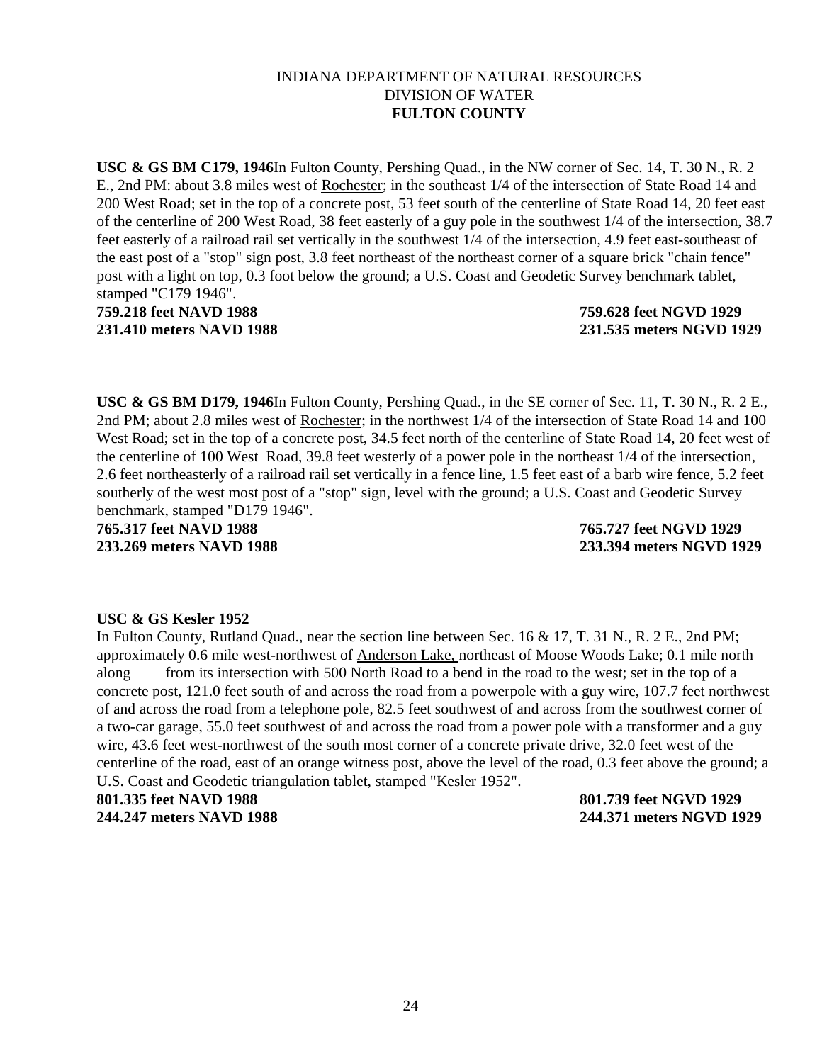INDIANA DEPARTMENT OF NATURAL RESOURCES
DIVISION OF WATER
**FULTON COUNTY**

**USC & GS BM C179, 1946**In Fulton County, Pershing Quad., in the NW corner of Sec. 14, T. 30 N., R. 2 E., 2nd PM: about 3.8 miles west of Rochester; in the southeast 1/4 of the intersection of State Road 14 and 200 West Road; set in the top of a concrete post, 53 feet south of the centerline of State Road 14, 20 feet east of the centerline of 200 West Road, 38 feet easterly of a guy pole in the southwest 1/4 of the intersection, 38.7 feet easterly of a railroad rail set vertically in the southwest 1/4 of the intersection, 4.9 feet east-southeast of the east post of a "stop" sign post, 3.8 feet northeast of the northeast corner of a square brick "chain fence" post with a light on top, 0.3 foot below the ground; a U.S. Coast and Geodetic Survey benchmark tablet, stamped "C179 1946".

**759.218 feet NAVD 1988** | **759.628 feet NGVD 1929**
**231.410 meters NAVD 1988** | **231.535 meters NGVD 1929**

**USC & GS BM D179, 1946**In Fulton County, Pershing Quad., in the SE corner of Sec. 11, T. 30 N., R. 2 E., 2nd PM; about 2.8 miles west of Rochester; in the northwest 1/4 of the intersection of State Road 14 and 100 West Road; set in the top of a concrete post, 34.5 feet north of the centerline of State Road 14, 20 feet west of the centerline of 100 West Road, 39.8 feet westerly of a power pole in the northeast 1/4 of the intersection, 2.6 feet northeasterly of a railroad rail set vertically in a fence line, 1.5 feet east of a barb wire fence, 5.2 feet southerly of the west most post of a "stop" sign, level with the ground; a U.S. Coast and Geodetic Survey benchmark, stamped "D179 1946".

**765.317 feet NAVD 1988** | **765.727 feet NGVD 1929**
**233.269 meters NAVD 1988** | **233.394 meters NGVD 1929**

**USC & GS Kesler 1952**
In Fulton County, Rutland Quad., near the section line between Sec. 16 & 17, T. 31 N., R. 2 E., 2nd PM; approximately 0.6 mile west-northwest of Anderson Lake, northeast of Moose Woods Lake; 0.1 mile north along from its intersection with 500 North Road to a bend in the road to the west; set in the top of a concrete post, 121.0 feet south of and across the road from a powerpole with a guy wire, 107.7 feet northwest of and across the road from a telephone pole, 82.5 feet southwest of and across from the southwest corner of a two-car garage, 55.0 feet southwest of and across the road from a power pole with a transformer and a guy wire, 43.6 feet west-northwest of the south most corner of a concrete private drive, 32.0 feet west of the centerline of the road, east of an orange witness post, above the level of the road, 0.3 feet above the ground; a U.S. Coast and Geodetic triangulation tablet, stamped "Kesler 1952".

**801.335 feet NAVD 1988** | **801.739 feet NGVD 1929**
**244.247 meters NAVD 1988** | **244.371 meters NGVD 1929**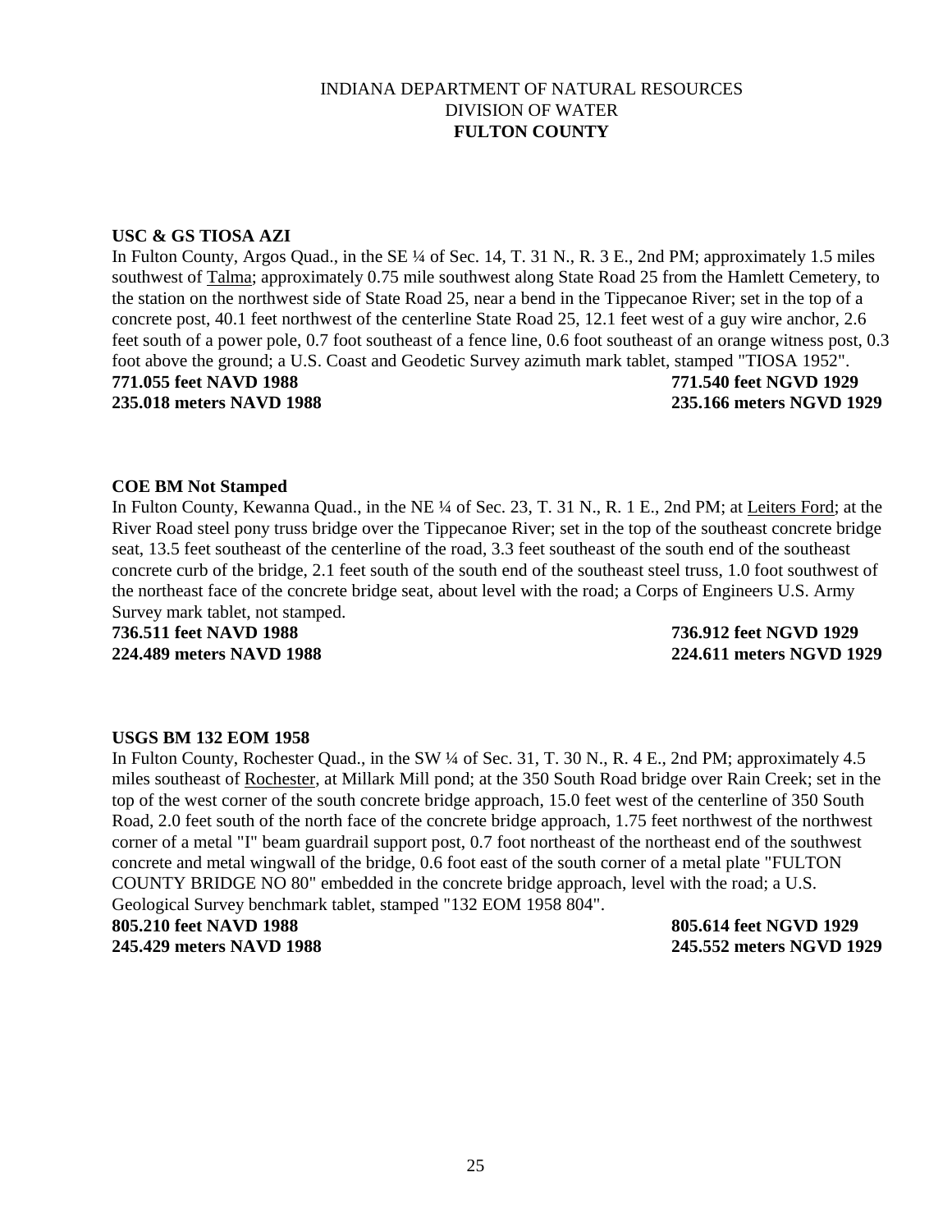INDIANA DEPARTMENT OF NATURAL RESOURCES
DIVISION OF WATER
**FULTON COUNTY**

**USC & GS TIOSA AZI**

In Fulton County, Argos Quad., in the SE ¼ of Sec. 14, T. 31 N., R. 3 E., 2nd PM; approximately 1.5 miles southwest of Talma; approximately 0.75 mile southwest along State Road 25 from the Hamlett Cemetery, to the station on the northwest side of State Road 25, near a bend in the Tippecanoe River; set in the top of a concrete post, 40.1 feet northwest of the centerline State Road 25, 12.1 feet west of a guy wire anchor, 2.6 feet south of a power pole, 0.7 foot southeast of a fence line, 0.6 foot southeast of an orange witness post, 0.3 foot above the ground; a U.S. Coast and Geodetic Survey azimuth mark tablet, stamped "TIOSA 1952".

**771.055 feet NAVD 1988** **771.540 feet NGVD 1929**
**235.018 meters NAVD 1988** **235.166 meters NGVD 1929**

**COE BM Not Stamped**

In Fulton County, Kewanna Quad., in the NE ¼ of Sec. 23, T. 31 N., R. 1 E., 2nd PM; at Leiters Ford; at the River Road steel pony truss bridge over the Tippecanoe River; set in the top of the southeast concrete bridge seat, 13.5 feet southeast of the centerline of the road, 3.3 feet southeast of the south end of the southeast concrete curb of the bridge, 2.1 feet south of the south end of the southeast steel truss, 1.0 foot southwest of the northeast face of the concrete bridge seat, about level with the road; a Corps of Engineers U.S. Army Survey mark tablet, not stamped.

**736.511 feet NAVD 1988** **736.912 feet NGVD 1929**
**224.489 meters NAVD 1988** **224.611 meters NGVD 1929**

**USGS BM 132 EOM 1958**

In Fulton County, Rochester Quad., in the SW ¼ of Sec. 31, T. 30 N., R. 4 E., 2nd PM; approximately 4.5 miles southeast of Rochester, at Millark Mill pond; at the 350 South Road bridge over Rain Creek; set in the top of the west corner of the south concrete bridge approach, 15.0 feet west of the centerline of 350 South Road, 2.0 feet south of the north face of the concrete bridge approach, 1.75 feet northwest of the northwest corner of a metal "I" beam guardrail support post, 0.7 foot northeast of the northeast end of the southwest concrete and metal wingwall of the bridge, 0.6 foot east of the south corner of a metal plate "FULTON COUNTY BRIDGE NO 80" embedded in the concrete bridge approach, level with the road; a U.S. Geological Survey benchmark tablet, stamped "132 EOM 1958 804".

**805.210 feet NAVD 1988** **805.614 feet NGVD 1929**
**245.429 meters NAVD 1988** **245.552 meters NGVD 1929**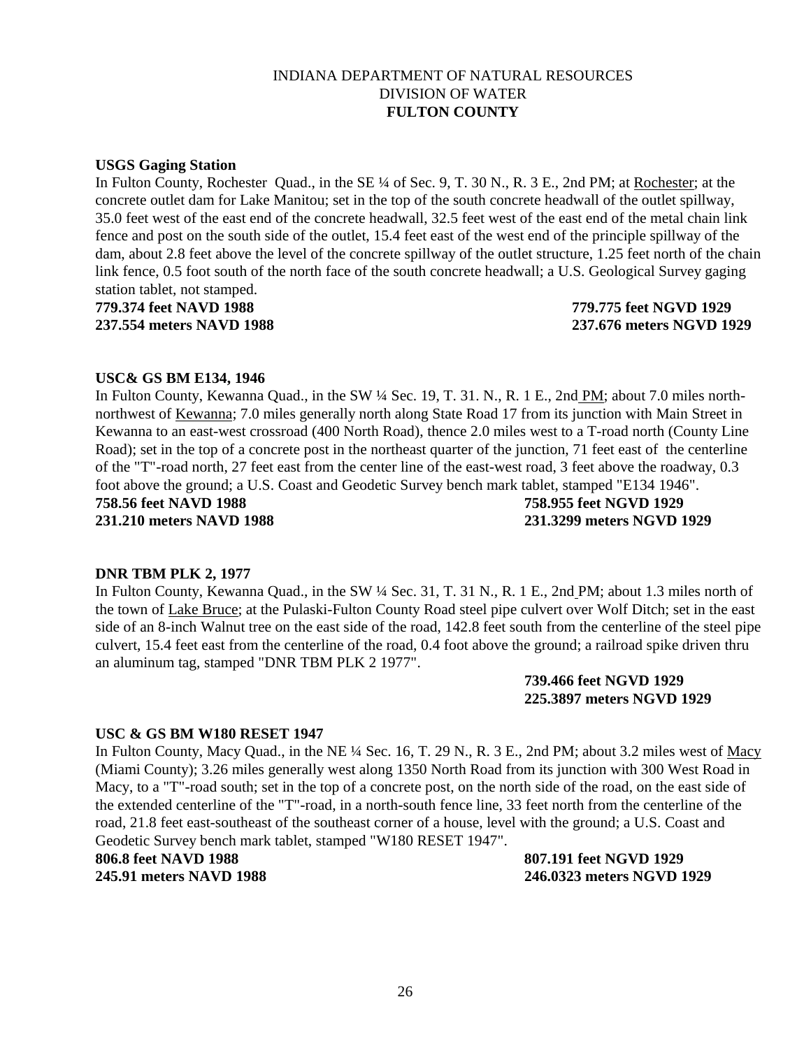INDIANA DEPARTMENT OF NATURAL RESOURCES
DIVISION OF WATER
**FULTON COUNTY**

**USGS Gaging Station**

In Fulton County, Rochester Quad., in the SE ¼ of Sec. 9, T. 30 N., R. 3 E., 2nd PM; at Rochester; at the concrete outlet dam for Lake Manitou; set in the top of the south concrete headwall of the outlet spillway, 35.0 feet west of the east end of the concrete headwall, 32.5 feet west of the east end of the metal chain link fence and post on the south side of the outlet, 15.4 feet east of the west end of the principle spillway of the dam, about 2.8 feet above the level of the concrete spillway of the outlet structure, 1.25 feet north of the chain link fence, 0.5 foot south of the north face of the south concrete headwall; a U.S. Geological Survey gaging station tablet, not stamped.

**779.374 feet NAVD 1988** **779.775 feet NGVD 1929**
**237.554 meters NAVD 1988** **237.676 meters NGVD 1929**

**USC& GS BM E134, 1946**

In Fulton County, Kewanna Quad., in the SW ¼ Sec. 19, T. 31. N., R. 1 E., 2nd PM; about 7.0 miles north-northwest of Kewanna; 7.0 miles generally north along State Road 17 from its junction with Main Street in Kewanna to an east-west crossroad (400 North Road), thence 2.0 miles west to a T-road north (County Line Road); set in the top of a concrete post in the northeast quarter of the junction, 71 feet east of the centerline of the "T"-road north, 27 feet east from the center line of the east-west road, 3 feet above the roadway, 0.3 foot above the ground; a U.S. Coast and Geodetic Survey bench mark tablet, stamped "E134 1946".

**758.56 feet NAVD 1988** **758.955 feet NGVD 1929**
**231.210 meters NAVD 1988** **231.3299 meters NGVD 1929**

**DNR TBM PLK 2, 1977**

In Fulton County, Kewanna Quad., in the SW ¼ Sec. 31, T. 31 N., R. 1 E., 2nd PM; about 1.3 miles north of the town of Lake Bruce; at the Pulaski-Fulton County Road steel pipe culvert over Wolf Ditch; set in the east side of an 8-inch Walnut tree on the east side of the road, 142.8 feet south from the centerline of the steel pipe culvert, 15.4 feet east from the centerline of the road, 0.4 foot above the ground; a railroad spike driven thru an aluminum tag, stamped "DNR TBM PLK 2 1977".

**739.466 feet NGVD 1929**
**225.3897 meters NGVD 1929**

**USC & GS BM W180 RESET 1947**

In Fulton County, Macy Quad., in the NE ¼ Sec. 16, T. 29 N., R. 3 E., 2nd PM; about 3.2 miles west of Macy (Miami County); 3.26 miles generally west along 1350 North Road from its junction with 300 West Road in Macy, to a "T"-road south; set in the top of a concrete post, on the north side of the road, on the east side of the extended centerline of the "T"-road, in a north-south fence line, 33 feet north from the centerline of the road, 21.8 feet east-southeast of the southeast corner of a house, level with the ground; a U.S. Coast and Geodetic Survey bench mark tablet, stamped "W180 RESET 1947".

**806.8 feet NAVD 1988** **807.191 feet NGVD 1929**
**245.91 meters NAVD 1988** **246.0323 meters NGVD 1929**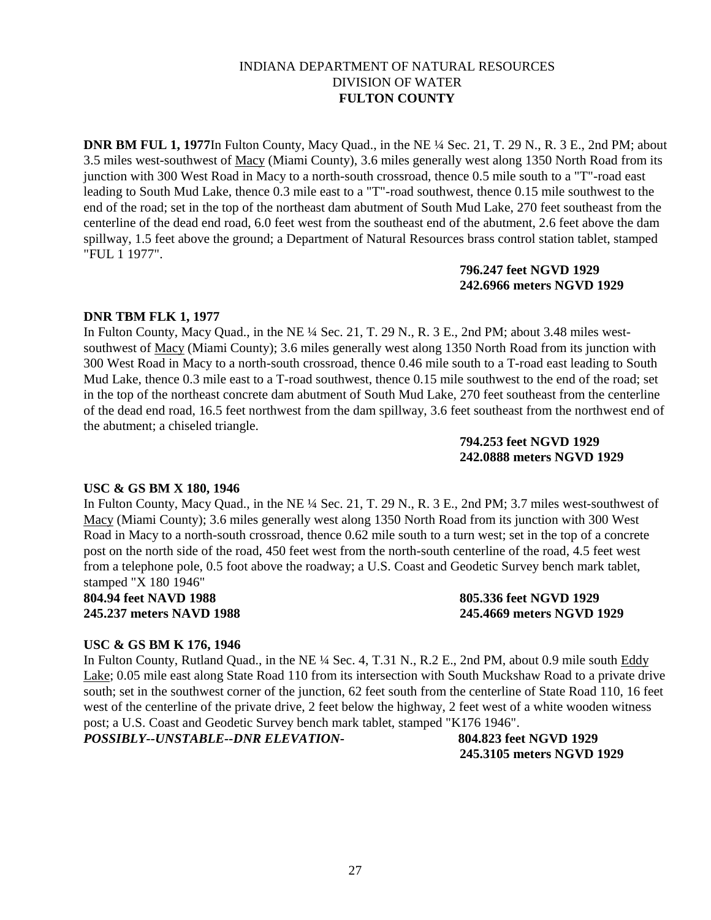INDIANA DEPARTMENT OF NATURAL RESOURCES
DIVISION OF WATER
**FULTON COUNTY**

**DNR BM FUL 1, 1977**In Fulton County, Macy Quad., in the NE ¼ Sec. 21, T. 29 N., R. 3 E., 2nd PM; about 3.5 miles west-southwest of Macy (Miami County), 3.6 miles generally west along 1350 North Road from its junction with 300 West Road in Macy to a north-south crossroad, thence 0.5 mile south to a "T"-road east leading to South Mud Lake, thence 0.3 mile east to a "T"-road southwest, thence 0.15 mile southwest to the end of the road; set in the top of the northeast dam abutment of South Mud Lake, 270 feet southeast from the centerline of the dead end road, 6.0 feet west from the southeast end of the abutment, 2.6 feet above the dam spillway, 1.5 feet above the ground; a Department of Natural Resources brass control station tablet, stamped "FUL 1 1977".

**796.247 feet NGVD 1929**
**242.6966 meters NGVD 1929**

**DNR TBM FLK 1, 1977**

In Fulton County, Macy Quad., in the NE ¼ Sec. 21, T. 29 N., R. 3 E., 2nd PM; about 3.48 miles west-southwest of Macy (Miami County); 3.6 miles generally west along 1350 North Road from its junction with 300 West Road in Macy to a north-south crossroad, thence 0.46 mile south to a T-road east leading to South Mud Lake, thence 0.3 mile east to a T-road southwest, thence 0.15 mile southwest to the end of the road; set in the top of the northeast concrete dam abutment of South Mud Lake, 270 feet southeast from the centerline of the dead end road, 16.5 feet northwest from the dam spillway, 3.6 feet southeast from the northwest end of the abutment; a chiseled triangle.

**794.253 feet NGVD 1929**
**242.0888 meters NGVD 1929**

**USC & GS BM X 180, 1946**

In Fulton County, Macy Quad., in the NE ¼ Sec. 21, T. 29 N., R. 3 E., 2nd PM; 3.7 miles west-southwest of Macy (Miami County); 3.6 miles generally west along 1350 North Road from its junction with 300 West Road in Macy to a north-south crossroad, thence 0.62 mile south to a turn west; set in the top of a concrete post on the north side of the road, 450 feet west from the north-south centerline of the road, 4.5 feet west from a telephone pole, 0.5 foot above the roadway; a U.S. Coast and Geodetic Survey bench mark tablet, stamped "X 180 1946"

**804.94 feet NAVD 1988** **805.336 feet NGVD 1929**
**245.237 meters NAVD 1988** **245.4669 meters NGVD 1929**

**USC & GS BM K 176, 1946**

In Fulton County, Rutland Quad., in the NE ¼ Sec. 4, T.31 N., R.2 E., 2nd PM, about 0.9 mile south Eddy Lake; 0.05 mile east along State Road 110 from its intersection with South Muckshaw Road to a private drive south; set in the southwest corner of the junction, 62 feet south from the centerline of State Road 110, 16 feet west of the centerline of the private drive, 2 feet below the highway, 2 feet west of a white wooden witness post; a U.S. Coast and Geodetic Survey bench mark tablet, stamped "K176 1946".

***POSSIBLY--UNSTABLE--DNR ELEVATION-*** **804.823 feet NGVD 1929**
**245.3105 meters NGVD 1929**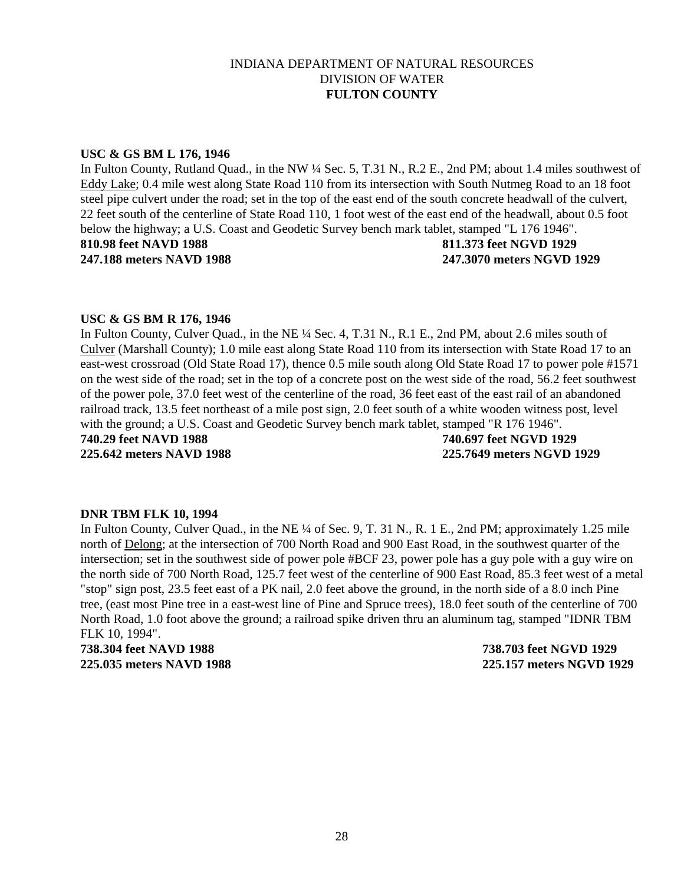INDIANA DEPARTMENT OF NATURAL RESOURCES
DIVISION OF WATER
**FULTON COUNTY**

**USC & GS BM L 176, 1946**

In Fulton County, Rutland Quad., in the NW ¼ Sec. 5, T.31 N., R.2 E., 2nd PM; about 1.4 miles southwest of Eddy Lake; 0.4 mile west along State Road 110 from its intersection with South Nutmeg Road to an 18 foot steel pipe culvert under the road; set in the top of the east end of the south concrete headwall of the culvert, 22 feet south of the centerline of State Road 110, 1 foot west of the east end of the headwall, about 0.5 foot below the highway; a U.S. Coast and Geodetic Survey bench mark tablet, stamped "L 176 1946".

**810.98 feet NAVD 1988** **811.373 feet NGVD 1929**
**247.188 meters NAVD 1988** **247.3070 meters NGVD 1929**

**USC & GS BM R 176, 1946**

In Fulton County, Culver Quad., in the NE ¼ Sec. 4, T.31 N., R.1 E., 2nd PM, about 2.6 miles south of Culver (Marshall County); 1.0 mile east along State Road 110 from its intersection with State Road 17 to an east-west crossroad (Old State Road 17), thence 0.5 mile south along Old State Road 17 to power pole #1571 on the west side of the road; set in the top of a concrete post on the west side of the road, 56.2 feet southwest of the power pole, 37.0 feet west of the centerline of the road, 36 feet east of the east rail of an abandoned railroad track, 13.5 feet northeast of a mile post sign, 2.0 feet south of a white wooden witness post, level with the ground; a U.S. Coast and Geodetic Survey bench mark tablet, stamped "R 176 1946".

**740.29 feet NAVD 1988** **740.697 feet NGVD 1929**
**225.642 meters NAVD 1988** **225.7649 meters NGVD 1929**

**DNR TBM FLK 10, 1994**

In Fulton County, Culver Quad., in the NE ¼ of Sec. 9, T. 31 N., R. 1 E., 2nd PM; approximately 1.25 mile north of Delong; at the intersection of 700 North Road and 900 East Road, in the southwest quarter of the intersection; set in the southwest side of power pole #BCF 23, power pole has a guy pole with a guy wire on the north side of 700 North Road, 125.7 feet west of the centerline of 900 East Road, 85.3 feet west of a metal "stop" sign post, 23.5 feet east of a PK nail, 2.0 feet above the ground, in the north side of a 8.0 inch Pine tree, (east most Pine tree in a east-west line of Pine and Spruce trees), 18.0 feet south of the centerline of 700 North Road, 1.0 foot above the ground; a railroad spike driven thru an aluminum tag, stamped "IDNR TBM FLK 10, 1994".

**738.304 feet NAVD 1988** **738.703 feet NGVD 1929**
**225.035 meters NAVD 1988** **225.157 meters NGVD 1929**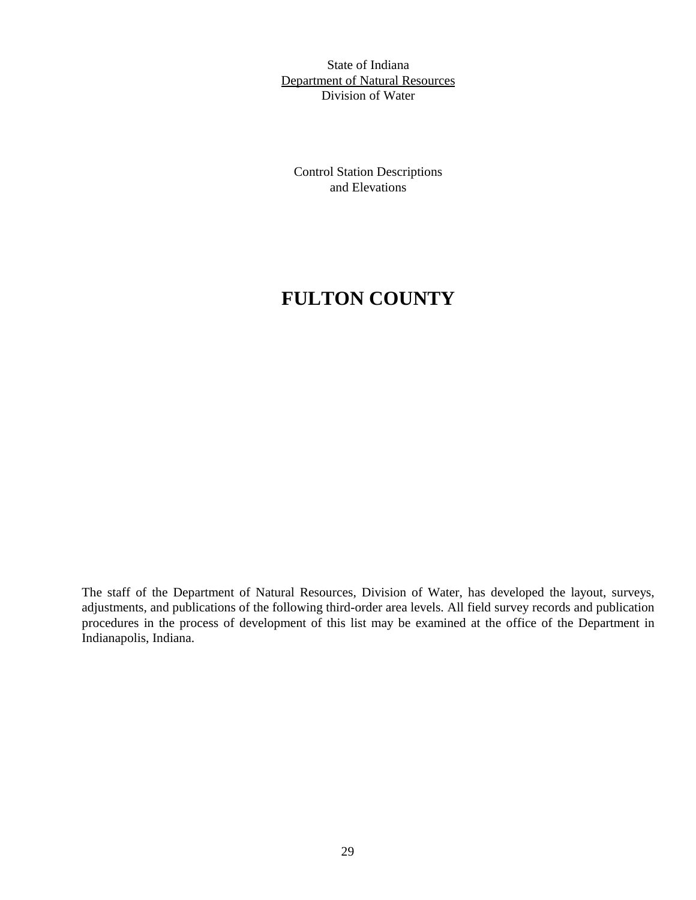State of Indiana
<u>Department of Natural Resources</u>
Division of Water

Control Station Descriptions
and Elevations

# FULTON COUNTY

The staff of the Department of Natural Resources, Division of Water, has developed the layout, surveys, adjustments, and publications of the following third-order area levels. All field survey records and publication procedures in the process of development of this list may be examined at the office of the Department in Indianapolis, Indiana.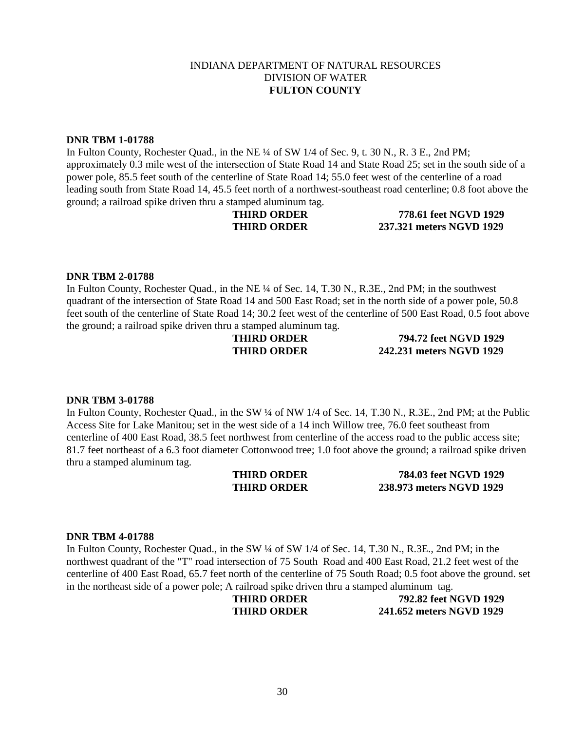INDIANA DEPARTMENT OF NATURAL RESOURCES
DIVISION OF WATER
**FULTON COUNTY**

**DNR TBM 1-01788**
In Fulton County, Rochester Quad., in the NE ¼ of SW 1/4 of Sec. 9, t. 30 N., R. 3 E., 2nd PM; approximately 0.3 mile west of the intersection of State Road 14 and State Road 25; set in the south side of a power pole, 85.5 feet south of the centerline of State Road 14; 55.0 feet west of the centerline of a road leading south from State Road 14, 45.5 feet north of a northwest-southeast road centerline; 0.8 foot above the ground; a railroad spike driven thru a stamped aluminum tag.

**THIRD ORDER** **778.61 feet NGVD 1929**
**THIRD ORDER** **237.321 meters NGVD 1929**

**DNR TBM 2-01788**
In Fulton County, Rochester Quad., in the NE ¼ of Sec. 14, T.30 N., R.3E., 2nd PM; in the southwest quadrant of the intersection of State Road 14 and 500 East Road; set in the north side of a power pole, 50.8 feet south of the centerline of State Road 14; 30.2 feet west of the centerline of 500 East Road, 0.5 foot above the ground; a railroad spike driven thru a stamped aluminum tag.

**THIRD ORDER** **794.72 feet NGVD 1929**
**THIRD ORDER** **242.231 meters NGVD 1929**

**DNR TBM 3-01788**
In Fulton County, Rochester Quad., in the SW ¼ of NW 1/4 of Sec. 14, T.30 N., R.3E., 2nd PM; at the Public Access Site for Lake Manitou; set in the west side of a 14 inch Willow tree, 76.0 feet southeast from centerline of 400 East Road, 38.5 feet northwest from centerline of the access road to the public access site; 81.7 feet northeast of a 6.3 foot diameter Cottonwood tree; 1.0 foot above the ground; a railroad spike driven thru a stamped aluminum tag.

**THIRD ORDER** **784.03 feet NGVD 1929**
**THIRD ORDER** **238.973 meters NGVD 1929**

**DNR TBM 4-01788**
In Fulton County, Rochester Quad., in the SW ¼ of SW 1/4 of Sec. 14, T.30 N., R.3E., 2nd PM; in the northwest quadrant of the "T" road intersection of 75 South Road and 400 East Road, 21.2 feet west of the centerline of 400 East Road, 65.7 feet north of the centerline of 75 South Road; 0.5 foot above the ground. set in the northeast side of a power pole; A railroad spike driven thru a stamped aluminum tag.

**THIRD ORDER** **792.82 feet NGVD 1929**
**THIRD ORDER** **241.652 meters NGVD 1929**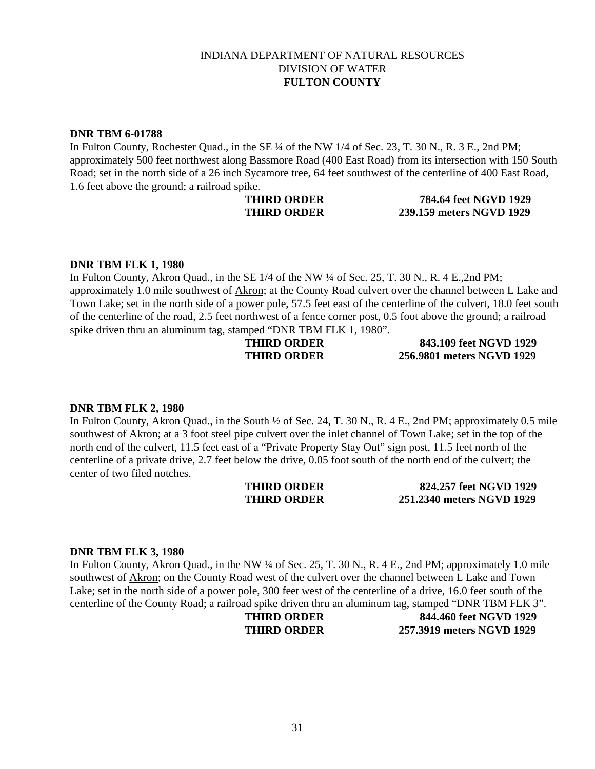INDIANA DEPARTMENT OF NATURAL RESOURCES
DIVISION OF WATER
**FULTON COUNTY**

**DNR TBM 6-01788**

In Fulton County, Rochester Quad., in the SE ¼ of the NW 1/4 of Sec. 23, T. 30 N., R. 3 E., 2nd PM; approximately 500 feet northwest along Bassmore Road (400 East Road) from its intersection with 150 South Road; set in the north side of a 26 inch Sycamore tree, 64 feet southwest of the centerline of 400 East Road, 1.6 feet above the ground; a railroad spike.

**THIRD ORDER** **784.64 feet NGVD 1929**
**THIRD ORDER** **239.159 meters NGVD 1929**

**DNR TBM FLK 1, 1980**

In Fulton County, Akron Quad., in the SE 1/4 of the NW ¼ of Sec. 25, T. 30 N., R. 4 E.,2nd PM; approximately 1.0 mile southwest of Akron; at the County Road culvert over the channel between L Lake and Town Lake; set in the north side of a power pole, 57.5 feet east of the centerline of the culvert, 18.0 feet south of the centerline of the road, 2.5 feet northwest of a fence corner post, 0.5 foot above the ground; a railroad spike driven thru an aluminum tag, stamped "DNR TBM FLK 1, 1980".

**THIRD ORDER** **843.109 feet NGVD 1929**
**THIRD ORDER** **256.9801 meters NGVD 1929**

**DNR TBM FLK 2, 1980**

In Fulton County, Akron Quad., in the South ½ of Sec. 24, T. 30 N., R. 4 E., 2nd PM; approximately 0.5 mile southwest of Akron; at a 3 foot steel pipe culvert over the inlet channel of Town Lake; set in the top of the north end of the culvert, 11.5 feet east of a "Private Property Stay Out" sign post, 11.5 feet north of the centerline of a private drive, 2.7 feet below the drive, 0.05 foot south of the north end of the culvert; the center of two filed notches.

**THIRD ORDER** **824.257 feet NGVD 1929**
**THIRD ORDER** **251.2340 meters NGVD 1929**

**DNR TBM FLK 3, 1980**

In Fulton County, Akron Quad., in the NW ¼ of Sec. 25, T. 30 N., R. 4 E., 2nd PM; approximately 1.0 mile southwest of Akron; on the County Road west of the culvert over the channel between L Lake and Town Lake; set in the north side of a power pole, 300 feet west of the centerline of a drive, 16.0 feet south of the centerline of the County Road; a railroad spike driven thru an aluminum tag, stamped "DNR TBM FLK 3".

**THIRD ORDER** **844.460 feet NGVD 1929**
**THIRD ORDER** **257.3919 meters NGVD 1929**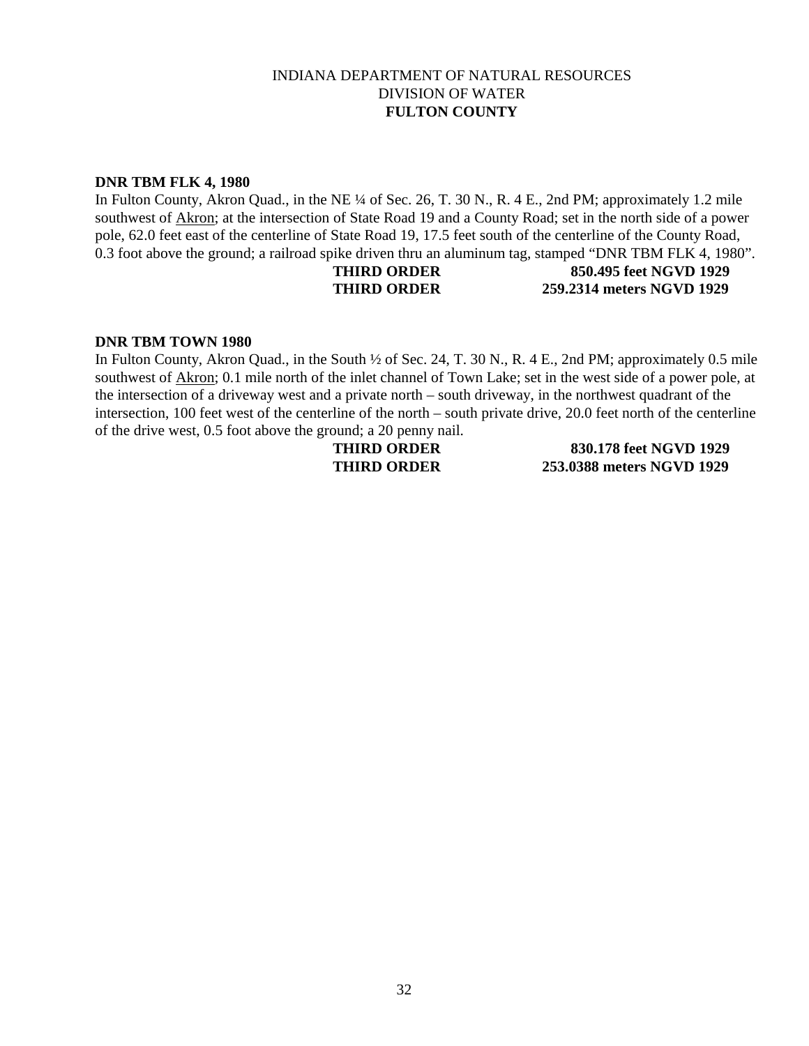INDIANA DEPARTMENT OF NATURAL RESOURCES
DIVISION OF WATER
**FULTON COUNTY**

**DNR TBM FLK 4, 1980**

In Fulton County, Akron Quad., in the NE ¼ of Sec. 26, T. 30 N., R. 4 E., 2nd PM; approximately 1.2 mile southwest of Akron; at the intersection of State Road 19 and a County Road; set in the north side of a power pole, 62.0 feet east of the centerline of State Road 19, 17.5 feet south of the centerline of the County Road, 0.3 foot above the ground; a railroad spike driven thru an aluminum tag, stamped “DNR TBM FLK 4, 1980”.

**THIRD ORDER 850.495 feet NGVD 1929**
**THIRD ORDER 259.2314 meters NGVD 1929**

**DNR TBM TOWN 1980**

In Fulton County, Akron Quad., in the South ½ of Sec. 24, T. 30 N., R. 4 E., 2nd PM; approximately 0.5 mile southwest of Akron; 0.1 mile north of the inlet channel of Town Lake; set in the west side of a power pole, at the intersection of a driveway west and a private north – south driveway, in the northwest quadrant of the intersection, 100 feet west of the centerline of the north – south private drive, 20.0 feet north of the centerline of the drive west, 0.5 foot above the ground; a 20 penny nail.

**THIRD ORDER 830.178 feet NGVD 1929**
**THIRD ORDER 253.0388 meters NGVD 1929**